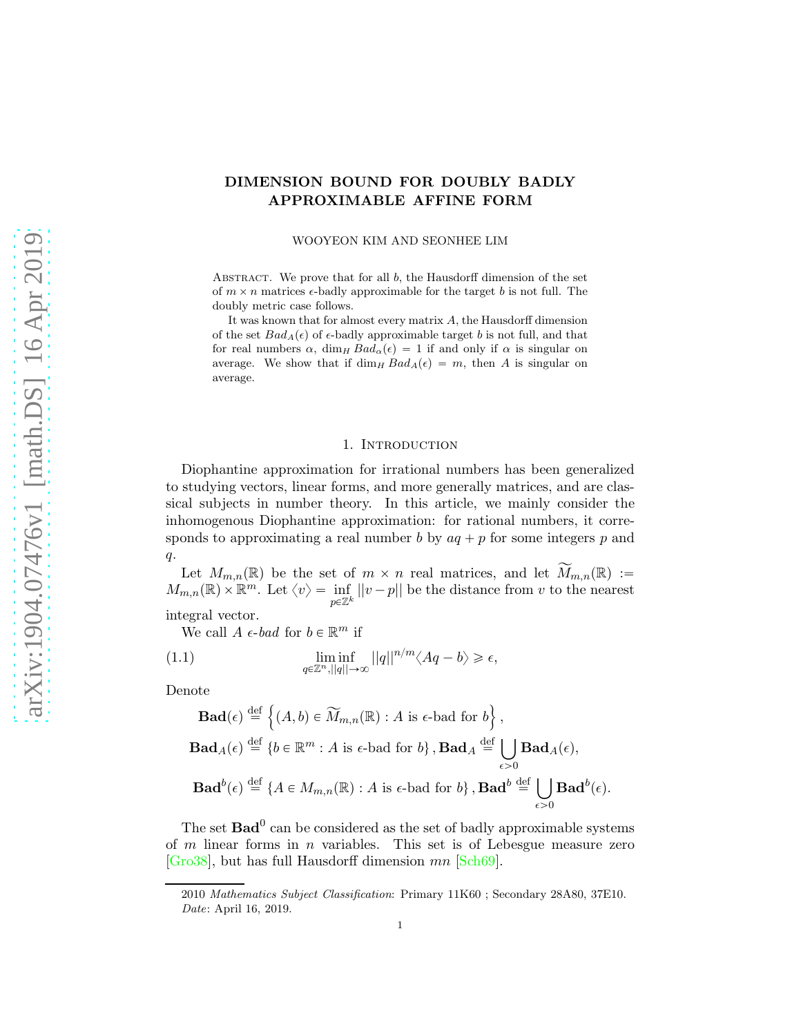# DIMENSION BOUND FOR DOUBLY BADLY APPROXIMABLE AFFINE FORM

WOOYEON KIM AND SEONHEE LIM

ABSTRACT. We prove that for all $b$, the Hausdorff dimension of the set of $m \times n$ matrices $\epsilon$-badly approximable for the target $b$ is not full. The doubly metric case follows.

It was known that for almost every matrix $A$, the Hausdorff dimension of the set $Bad_A(\epsilon)$ of $\epsilon$-badly approximable target $b$ is not full, and that for real numbers $\alpha$, $\dim_H Bad_\alpha(\epsilon) = 1$ if and only if $\alpha$ is singular on average. We show that if $\dim_H Bad_A(\epsilon) = m$, then $A$ is singular on average.

## 1. Introduction

Diophantine approximation for irrational numbers has been generalized to studying vectors, linear forms, and more generally matrices, and are classical subjects in number theory. In this article, we mainly consider the inhomogenous Diophantine approximation: for rational numbers, it corresponds to approximating a real number $b$ by $aq + p$ for some integers $p$ and $q$.

Let $M_{m,n}(\mathbb{R})$ be the set of $m \times n$ real matrices, and let $\widetilde{M}_{m,n}(\mathbb{R}) := M_{m,n}(\mathbb{R}) \times \mathbb{R}^m$. Let $\langle v \rangle = \inf_{p \in \mathbb{Z}^k} ||v - p||$ be the distance from $v$ to the nearest integral vector.

We call $A$ *$\epsilon$-bad* for $b \in \mathbb{R}^m$ if

$$\liminf_{q \in \mathbb{Z}^n, ||q|| \to \infty} ||q||^{n/m} \langle Aq - b \rangle \geqslant \epsilon, \tag{1.1}$$

Denote

$$\mathbf{Bad}(\epsilon) \overset{\text{def}}{=} \left\{ (A, b) \in \widetilde{M}_{m,n}(\mathbb{R}) : A \text{ is } \epsilon\text{-bad for } b \right\},$$

$$\mathbf{Bad}_A(\epsilon) \overset{\text{def}}{=} \left\{ b \in \mathbb{R}^m : A \text{ is } \epsilon\text{-bad for } b \right\}, \mathbf{Bad}_A \overset{\text{def}}{=} \bigcup_{\epsilon > 0} \mathbf{Bad}_A(\epsilon),$$

$$\mathbf{Bad}^b(\epsilon) \overset{\text{def}}{=} \left\{ A \in M_{m,n}(\mathbb{R}) : A \text{ is } \epsilon\text{-bad for } b \right\}, \mathbf{Bad}^b \overset{\text{def}}{=} \bigcup_{\epsilon > 0} \mathbf{Bad}^b(\epsilon).$$

The set $\mathbf{Bad}^0$ can be considered as the set of badly approximable systems of $m$ linear forms in $n$ variables. This set is of Lebesgue measure zero [Gro38], but has full Hausdorff dimension $mn$ [Sch69].

2010 *Mathematics Subject Classification*: Primary 11K60 ; Secondary 28A80, 37E10.
*Date*: April 16, 2019.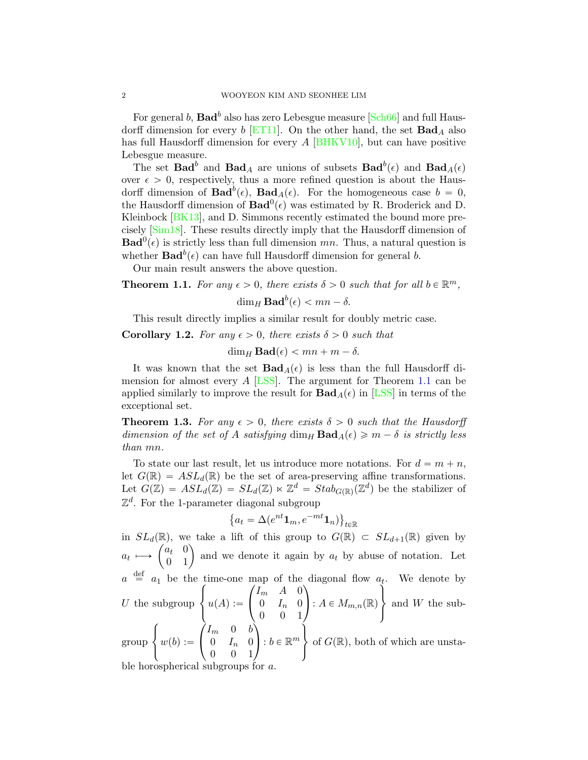For general $b$, $\mathbf{Bad}^b$ also has zero Lebesgue measure [Sch66] and full Hausdorff dimension for every $b$ [ET11]. On the other hand, the set $\mathbf{Bad}_A$ also has full Hausdorff dimension for every $A$ [BHKV10], but can have positive Lebesgue measure.

The set $\mathbf{Bad}^b$ and $\mathbf{Bad}_A$ are unions of subsets $\mathbf{Bad}^b(\epsilon)$ and $\mathbf{Bad}_A(\epsilon)$ over $\epsilon > 0$, respectively, thus a more refined question is about the Hausdorff dimension of $\mathbf{Bad}^b(\epsilon)$, $\mathbf{Bad}_A(\epsilon)$. For the homogeneous case $b = 0$, the Hausdorff dimension of $\mathbf{Bad}^0(\epsilon)$ was estimated by R. Broderick and D. Kleinbock [BK13], and D. Simmons recently estimated the bound more precisely [Sim18]. These results directly imply that the Hausdorff dimension of $\mathbf{Bad}^0(\epsilon)$ is strictly less than full dimension $mn$. Thus, a natural question is whether $\mathbf{Bad}^b(\epsilon)$ can have full Hausdorff dimension for general $b$.

Our main result answers the above question.

**Theorem 1.1.** *For any $\epsilon > 0$, there exists $\delta > 0$ such that for all $b \in \mathbb{R}^m$,*

$$\dim_H \mathbf{Bad}^b(\epsilon) < mn - \delta.$$

This result directly implies a similar result for doubly metric case.

**Corollary 1.2.** *For any $\epsilon > 0$, there exists $\delta > 0$ such that*

$$\dim_H \mathbf{Bad}(\epsilon) < mn + m - \delta.$$

It was known that the set $\mathbf{Bad}_A(\epsilon)$ is less than the full Hausdorff dimension for almost every $A$ [LSS]. The argument for Theorem 1.1 can be applied similarly to improve the result for $\mathbf{Bad}_A(\epsilon)$ in [LSS] in terms of the exceptional set.

**Theorem 1.3.** *For any $\epsilon > 0$, there exists $\delta > 0$ such that the Hausdorff dimension of the set of $A$ satisfying $\dim_H \mathbf{Bad}_A(\epsilon) \geqslant m - \delta$ is strictly less than $mn$.*

To state our last result, let us introduce more notations. For $d = m + n$, let $G(\mathbb{R}) = ASL_d(\mathbb{R})$ be the set of area-preserving affine transformations. Let $G(\mathbb{Z}) = ASL_d(\mathbb{Z}) = SL_d(\mathbb{Z}) \ltimes \mathbb{Z}^d = Stab_{G(\mathbb{R})}(\mathbb{Z}^d)$ be the stabilizer of $\mathbb{Z}^d$. For the 1-parameter diagonal subgroup

$$\left\{a_t = \Delta(e^{nt}\mathbf{1}_m, e^{-mt}\mathbf{1}_n)\right\}_{t\in\mathbb{R}}$$

in $SL_d(\mathbb{R})$, we take a lift of this group to $G(\mathbb{R}) \subset SL_{d+1}(\mathbb{R})$ given by $a_t \longmapsto \begin{pmatrix} a_t & 0 \\ 0 & 1 \end{pmatrix}$ and we denote it again by $a_t$ by abuse of notation. Let $a \overset{\text{def}}{=} a_1$ be the time-one map of the diagonal flow $a_t$. We denote by $U$ the subgroup $\left\{ u(A) := \begin{pmatrix} I_m & A & 0 \\ 0 & I_n & 0 \\ 0 & 0 & 1 \end{pmatrix} : A \in M_{m,n}(\mathbb{R}) \right\}$ and $W$ the subgroup $\left\{ w(b) := \begin{pmatrix} I_m & 0 & b \\ 0 & I_n & 0 \\ 0 & 0 & 1 \end{pmatrix} : b \in \mathbb{R}^m \right\}$ of $G(\mathbb{R})$, both of which are unstable horospherical subgroups for $a$.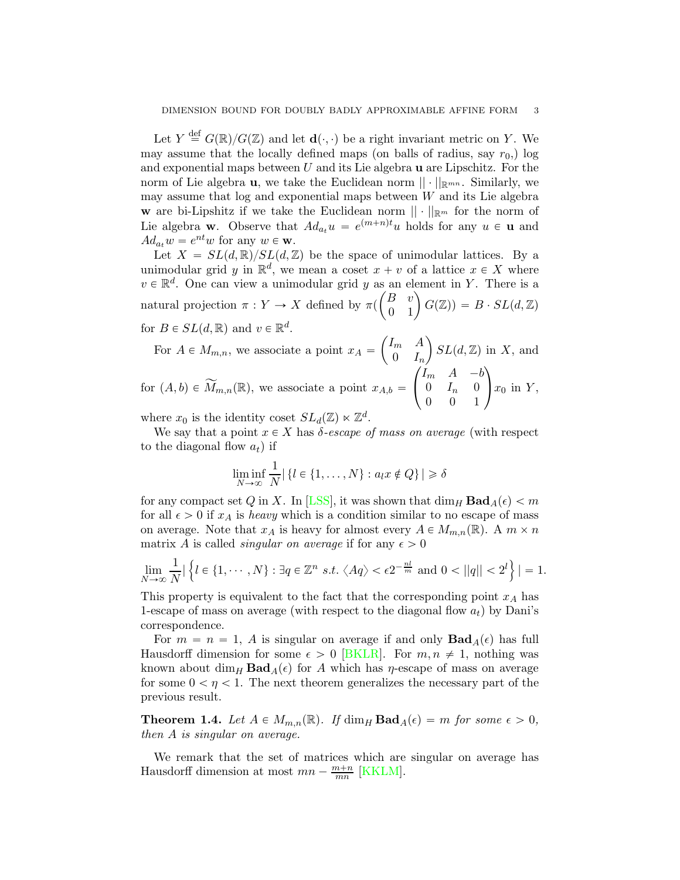Let $Y \overset{\text{def}}{=} G(\mathbb{R})/G(\mathbb{Z})$ and let $\mathbf{d}(\cdot,\cdot)$ be a right invariant metric on $Y$. We may assume that the locally defined maps (on balls of radius, say $r_0$,) log and exponential maps between $U$ and its Lie algebra $\mathbf{u}$ are Lipschitz. For the norm of Lie algebra $\mathbf{u}$, we take the Euclidean norm $||\cdot||_{\mathbb{R}^{mn}}$. Similarly, we may assume that log and exponential maps between $W$ and its Lie algebra $\mathbf{w}$ are bi-Lipshitz if we take the Euclidean norm $||\cdot||_{\mathbb{R}^m}$ for the norm of Lie algebra $\mathbf{w}$. Observe that $Ad_{a_t}u = e^{(m+n)t}u$ holds for any $u \in \mathbf{u}$ and $Ad_{a_t}w = e^{nt}w$ for any $w \in \mathbf{w}$.

Let $X = SL(d,\mathbb{R})/SL(d,\mathbb{Z})$ be the space of unimodular lattices. By a unimodular grid $y$ in $\mathbb{R}^d$, we mean a coset $x + v$ of a lattice $x \in X$ where $v \in \mathbb{R}^d$. One can view a unimodular grid $y$ as an element in $Y$. There is a natural projection $\pi : Y \to X$ defined by $\pi(\begin{pmatrix} B & v \\ 0 & 1 \end{pmatrix} G(\mathbb{Z})) = B \cdot SL(d,\mathbb{Z})$ for $B \in SL(d,\mathbb{R})$ and $v \in \mathbb{R}^d$.

For $A \in M_{m,n}$, we associate a point $x_A = \begin{pmatrix} I_m & A \\ 0 & I_n \end{pmatrix} SL(d,\mathbb{Z})$ in $X$, and for $(A,b) \in \widetilde{M}_{m,n}(\mathbb{R})$, we associate a point $x_{A,b} = \begin{pmatrix} I_m & A & -b \\ 0 & I_n & 0 \\ 0 & 0 & 1 \end{pmatrix} x_0$ in $Y$, where $x_0$ is the identity coset $SL_d(\mathbb{Z}) \ltimes \mathbb{Z}^d$.

We say that a point $x \in X$ has *$\delta$-escape of mass on average* (with respect to the diagonal flow $a_t$) if

$$\liminf_{N\to\infty} \frac{1}{N} |\{l \in \{1,\dots,N\} : a_l x \notin Q\}| \geqslant \delta$$

for any compact set $Q$ in $X$. In [LSS], it was shown that $\dim_H \mathbf{Bad}_A(\epsilon) < m$ for all $\epsilon > 0$ if $x_A$ is *heavy* which is a condition similar to no escape of mass on average. Note that $x_A$ is heavy for almost every $A \in M_{m,n}(\mathbb{R})$. A $m \times n$ matrix $A$ is called *singular on average* if for any $\epsilon > 0$

$$\lim_{N\to\infty} \frac{1}{N} |\left\{ l \in \{1,\cdots,N\} : \exists q \in \mathbb{Z}^n \ s.t.\ \langle Aq \rangle < \epsilon 2^{-\frac{nl}{m}} \text{ and } 0 < ||q|| < 2^l \right\}| = 1.$$

This property is equivalent to the fact that the corresponding point $x_A$ has 1-escape of mass on average (with respect to the diagonal flow $a_t$) by Dani's correspondence.

For $m = n = 1$, $A$ is singular on average if and only $\mathbf{Bad}_A(\epsilon)$ has full Hausdorff dimension for some $\epsilon > 0$ [BKLR]. For $m, n \neq 1$, nothing was known about $\dim_H \mathbf{Bad}_A(\epsilon)$ for $A$ which has $\eta$-escape of mass on average for some $0 < \eta < 1$. The next theorem generalizes the necessary part of the previous result.

**Theorem 1.4.** *Let $A \in M_{m,n}(\mathbb{R})$. If $\dim_H \mathbf{Bad}_A(\epsilon) = m$ for some $\epsilon > 0$, then $A$ is singular on average.*

We remark that the set of matrices which are singular on average has Hausdorff dimension at most $mn - \frac{m+n}{mn}$ [KKLM].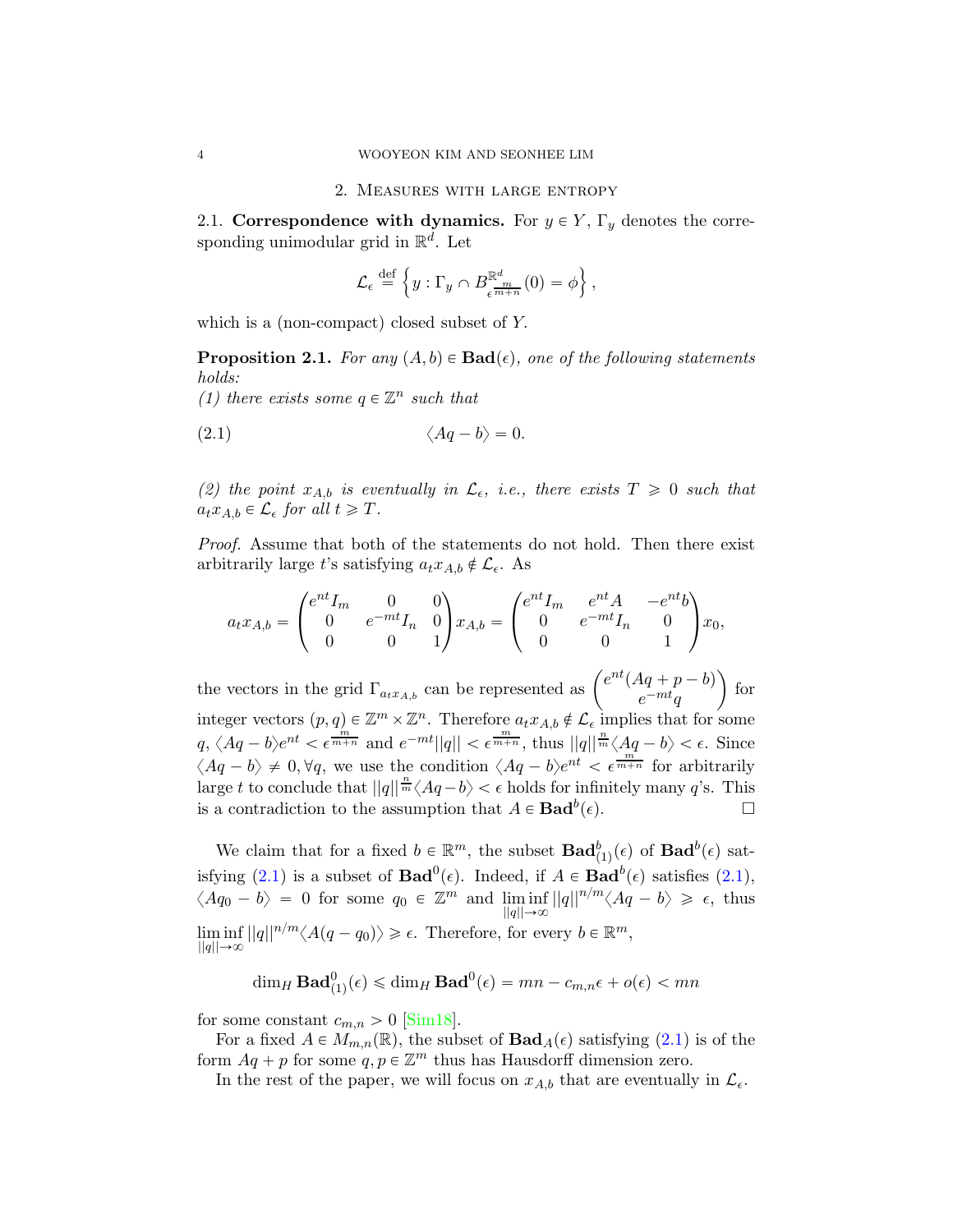## 2. Measures with large entropy

**2.1. Correspondence with dynamics.** For $y \in Y$, $\Gamma_y$ denotes the corresponding unimodular grid in $\mathbb{R}^d$. Let

$$\mathcal{L}_\epsilon \overset{\text{def}}{=} \left\{ y : \Gamma_y \cap B^{\mathbb{R}^d}_{\epsilon^{\frac{m}{m+n}}}(0) = \phi \right\},$$

which is a (non-compact) closed subset of $Y$.

**Proposition 2.1.** *For any $(A,b) \in \mathbf{Bad}(\epsilon)$, one of the following statements holds:*
*(1) there exists some $q \in \mathbb{Z}^n$ such that*

$$\langle Aq - b \rangle = 0. \tag{2.1}$$

*(2) the point $x_{A,b}$ is eventually in $\mathcal{L}_\epsilon$, i.e., there exists $T \geqslant 0$ such that $a_t x_{A,b} \in \mathcal{L}_\epsilon$ for all $t \geqslant T$.*

*Proof.* Assume that both of the statements do not hold. Then there exist arbitrarily large $t$'s satisfying $a_t x_{A,b} \notin \mathcal{L}_\epsilon$. As

$$a_t x_{A,b} = \begin{pmatrix} e^{nt} I_m & 0 & 0 \\ 0 & e^{-mt} I_n & 0 \\ 0 & 0 & 1 \end{pmatrix} x_{A,b} = \begin{pmatrix} e^{nt} I_m & e^{nt} A & -e^{nt} b \\ 0 & e^{-mt} I_n & 0 \\ 0 & 0 & 1 \end{pmatrix} x_0,$$

the vectors in the grid $\Gamma_{a_t x_{A,b}}$ can be represented as $\begin{pmatrix} e^{nt}(Aq + p - b) \\ e^{-mt} q \end{pmatrix}$ for integer vectors $(p,q) \in \mathbb{Z}^m \times \mathbb{Z}^n$. Therefore $a_t x_{A,b} \notin \mathcal{L}_\epsilon$ implies that for some $q$, $\langle Aq - b \rangle e^{nt} < \epsilon^{\frac{m}{m+n}}$ and $e^{-mt}||q|| < \epsilon^{\frac{m}{m+n}}$, thus $||q||^{\frac{n}{m}} \langle Aq - b \rangle < \epsilon$. Since $\langle Aq - b \rangle \neq 0, \forall q$, we use the condition $\langle Aq - b \rangle e^{nt} < \epsilon^{\frac{m}{m+n}}$ for arbitrarily large $t$ to conclude that $||q||^{\frac{n}{m}} \langle Aq - b \rangle < \epsilon$ holds for infinitely many $q$'s. This is a contradiction to the assumption that $A \in \mathbf{Bad}^b(\epsilon)$. $\square$

We claim that for a fixed $b \in \mathbb{R}^m$, the subset $\mathbf{Bad}^b_{(1)}(\epsilon)$ of $\mathbf{Bad}^b(\epsilon)$ satisfying (2.1) is a subset of $\mathbf{Bad}^0(\epsilon)$. Indeed, if $A \in \mathbf{Bad}^b(\epsilon)$ satisfies (2.1), $\langle Aq_0 - b \rangle = 0$ for some $q_0 \in \mathbb{Z}^m$ and $\liminf_{||q|| \to \infty} ||q||^{n/m} \langle Aq - b \rangle \geqslant \epsilon$, thus $\liminf_{||q|| \to \infty} ||q||^{n/m} \langle A(q - q_0) \rangle \geqslant \epsilon$. Therefore, for every $b \in \mathbb{R}^m$,

$$\dim_H \mathbf{Bad}^0_{(1)}(\epsilon) \leqslant \dim_H \mathbf{Bad}^0(\epsilon) = mn - c_{m,n}\epsilon + o(\epsilon) < mn$$

for some constant $c_{m,n} > 0$ [Sim18].

For a fixed $A \in M_{m,n}(\mathbb{R})$, the subset of $\mathbf{Bad}_A(\epsilon)$ satisfying (2.1) is of the form $Aq + p$ for some $q, p \in \mathbb{Z}^m$ thus has Hausdorff dimension zero.

In the rest of the paper, we will focus on $x_{A,b}$ that are eventually in $\mathcal{L}_\epsilon$.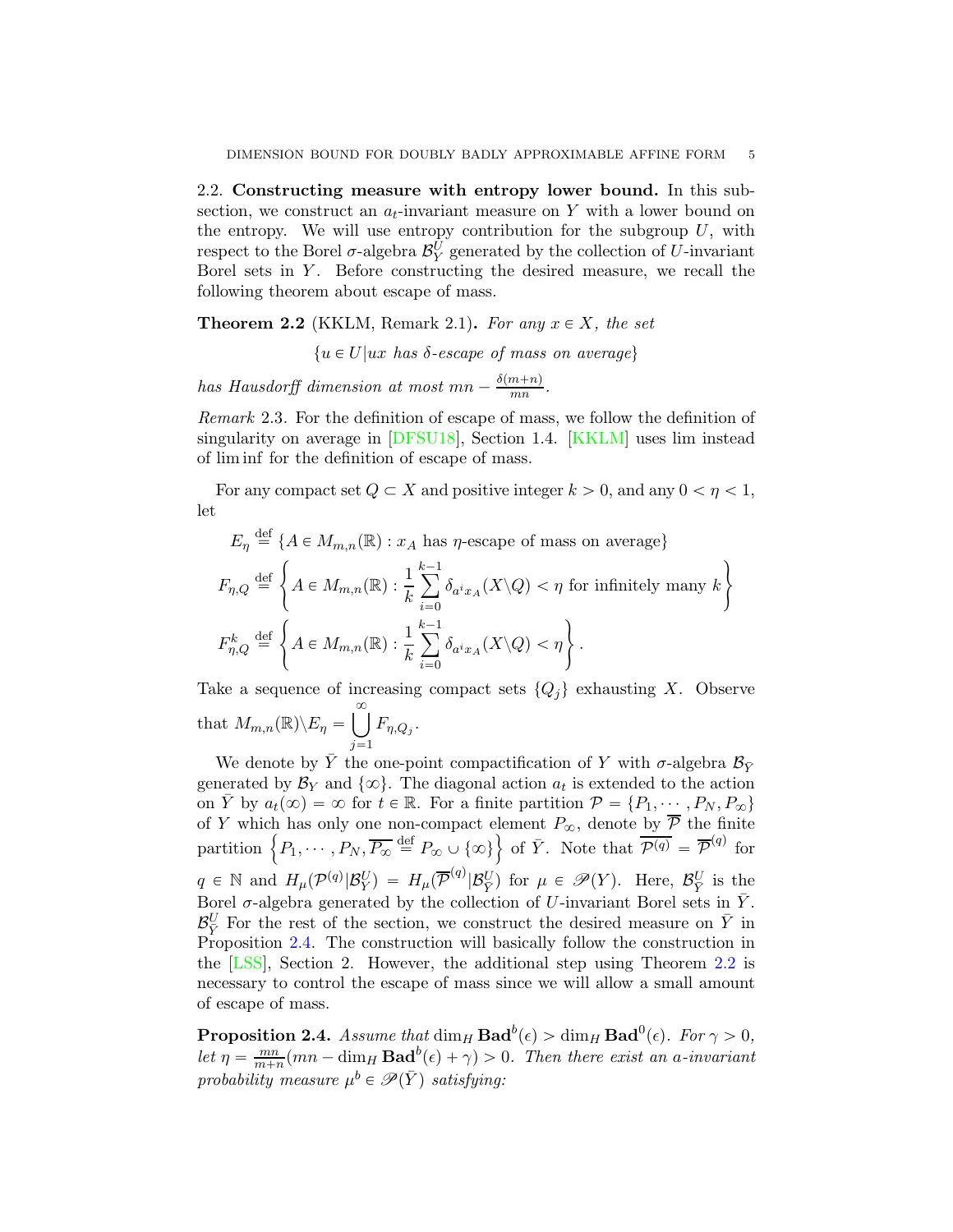### 2.2. Constructing measure with entropy lower bound.

In this subsection, we construct an $a_t$-invariant measure on $Y$ with a lower bound on the entropy. We will use entropy contribution for the subgroup $U$, with respect to the Borel $\sigma$-algebra $\mathcal{B}_Y^U$ generated by the collection of $U$-invariant Borel sets in $Y$. Before constructing the desired measure, we recall the following theorem about escape of mass.

**Theorem 2.2** (KKLM, Remark 2.1)**.** *For any $x \in X$, the set*

$$\{u \in U | ux \text{ has } \delta\text{-escape of mass on average}\}$$

*has Hausdorff dimension at most $mn - \frac{\delta(m+n)}{mn}$.*

*Remark* 2.3. For the definition of escape of mass, we follow the definition of singularity on average in [DFSU18], Section 1.4. [KKLM] uses lim instead of lim inf for the definition of escape of mass.

For any compact set $Q \subset X$ and positive integer $k > 0$, and any $0 < \eta < 1$, let

$$E_\eta \overset{\text{def}}{=} \{A \in M_{m,n}(\mathbb{R}) : x_A \text{ has } \eta\text{-escape of mass on average}\}$$

$$F_{\eta,Q} \overset{\text{def}}{=} \left\{ A \in M_{m,n}(\mathbb{R}) : \frac{1}{k} \sum_{i=0}^{k-1} \delta_{a^i x_A}(X \backslash Q) < \eta \text{ for infinitely many } k \right\}$$

$$F_{\eta,Q}^k \overset{\text{def}}{=} \left\{ A \in M_{m,n}(\mathbb{R}) : \frac{1}{k} \sum_{i=0}^{k-1} \delta_{a^i x_A}(X \backslash Q) < \eta \right\}.$$

Take a sequence of increasing compact sets $\{Q_j\}$ exhausting $X$. Observe that $M_{m,n}(\mathbb{R}) \backslash E_\eta = \bigcup_{j=1}^{\infty} F_{\eta,Q_j}$.

We denote by $\bar{Y}$ the one-point compactification of $Y$ with $\sigma$-algebra $\mathcal{B}_{\bar{Y}}$ generated by $\mathcal{B}_Y$ and $\{\infty\}$. The diagonal action $a_t$ is extended to the action on $\bar{Y}$ by $a_t(\infty) = \infty$ for $t \in \mathbb{R}$. For a finite partition $\mathcal{P} = \{P_1, \cdots, P_N, P_\infty\}$ of $Y$ which has only one non-compact element $P_\infty$, denote by $\overline{\mathcal{P}}$ the finite partition $\left\{ P_1, \cdots, P_N, \overline{P_\infty} \overset{\text{def}}{=} P_\infty \cup \{\infty\} \right\}$ of $\bar{Y}$. Note that $\overline{\mathcal{P}^{(q)}} = \overline{\mathcal{P}}^{(q)}$ for $q \in \mathbb{N}$ and $H_\mu(\mathcal{P}^{(q)} | \mathcal{B}_Y^U) = H_\mu(\overline{\mathcal{P}}^{(q)} | \mathcal{B}_{\bar{Y}}^U)$ for $\mu \in \mathscr{P}(Y)$. Here, $\mathcal{B}_{\bar{Y}}^U$ is the Borel $\sigma$-algebra generated by the collection of $U$-invariant Borel sets in $\bar{Y}$. $\mathcal{B}_{\bar{Y}}^U$ For the rest of the section, we construct the desired measure on $\bar{Y}$ in Proposition 2.4. The construction will basically follow the construction in the [LSS], Section 2. However, the additional step using Theorem 2.2 is necessary to control the escape of mass since we will allow a small amount of escape of mass.

**Proposition 2.4.** *Assume that $\dim_H \mathbf{Bad}^b(\epsilon) > \dim_H \mathbf{Bad}^0(\epsilon)$. For $\gamma > 0$, let $\eta = \frac{mn}{m+n}(mn - \dim_H \mathbf{Bad}^b(\epsilon) + \gamma) > 0$. Then there exist an $a$-invariant probability measure $\mu^b \in \mathscr{P}(\bar{Y})$ satisfying:*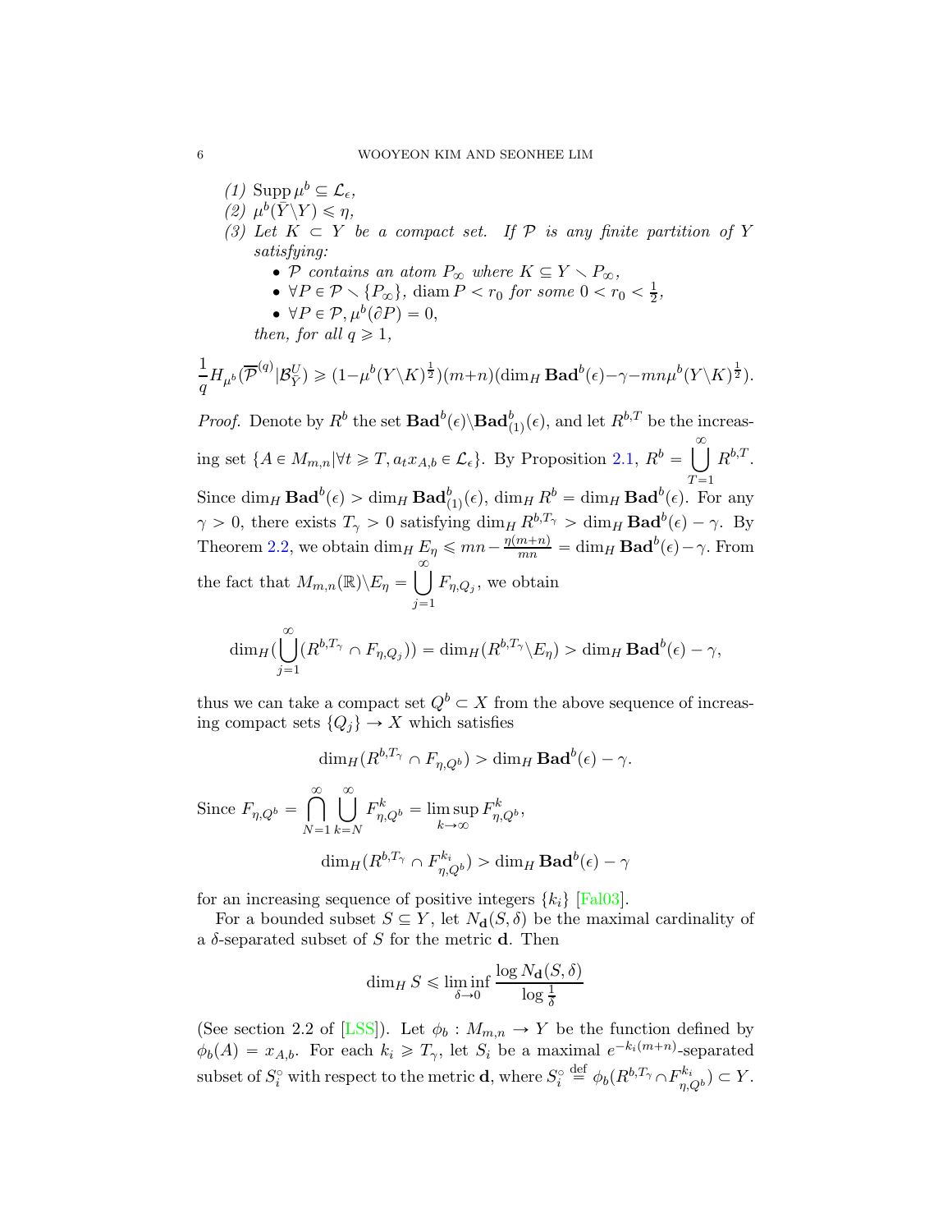(1) $\operatorname{Supp} \mu^b \subseteq \mathcal{L}_\epsilon$,

(2) $\mu^b(\bar{Y} \backslash Y) \leqslant \eta$,

(3) *Let $K \subset Y$ be a compact set. If $\mathcal{P}$ is any finite partition of $Y$ satisfying:*
- *$\mathcal{P}$ contains an atom $P_\infty$ where $K \subseteq Y \smallsetminus P_\infty$,*
- *$\forall P \in \mathcal{P} \smallsetminus \{P_\infty\}$, $\operatorname{diam} P < r_0$ for some $0 < r_0 < \frac{1}{2}$,*
- *$\forall P \in \mathcal{P}, \mu^b(\partial P) = 0$,*

*then, for all $q \geqslant 1$,*

$$\frac{1}{q} H_{\mu^b}(\overline{\mathcal{P}}^{(q)} | \mathcal{B}^U_{\bar{Y}}) \geqslant (1 - \mu^b(Y \backslash K)^{\frac{1}{2}})(m+n)(\dim_H \mathbf{Bad}^b(\epsilon) - \gamma - mn\mu^b(Y \backslash K)^{\frac{1}{2}}).$$

*Proof.* Denote by $R^b$ the set $\mathbf{Bad}^b(\epsilon) \backslash \mathbf{Bad}^b_{(1)}(\epsilon)$, and let $R^{b,T}$ be the increasing set $\{A \in M_{m,n} | \forall t \geqslant T, a_t x_{A,b} \in \mathcal{L}_\epsilon\}$. By Proposition 2.1, $R^b = \bigcup_{T=1}^{\infty} R^{b,T}$. Since $\dim_H \mathbf{Bad}^b(\epsilon) > \dim_H \mathbf{Bad}^b_{(1)}(\epsilon)$, $\dim_H R^b = \dim_H \mathbf{Bad}^b(\epsilon)$. For any $\gamma > 0$, there exists $T_\gamma > 0$ satisfying $\dim_H R^{b,T_\gamma} > \dim_H \mathbf{Bad}^b(\epsilon) - \gamma$. By Theorem 2.2, we obtain $\dim_H E_\eta \leqslant mn - \frac{\eta(m+n)}{mn} = \dim_H \mathbf{Bad}^b(\epsilon) - \gamma$. From the fact that $M_{m,n}(\mathbb{R}) \backslash E_\eta = \bigcup_{j=1}^{\infty} F_{\eta, Q_j}$, we obtain

$$\dim_H (\bigcup_{j=1}^{\infty} (R^{b,T_\gamma} \cap F_{\eta,Q_j})) = \dim_H (R^{b,T_\gamma} \backslash E_\eta) > \dim_H \mathbf{Bad}^b(\epsilon) - \gamma,$$

thus we can take a compact set $Q^b \subset X$ from the above sequence of increasing compact sets $\{Q_j\} \to X$ which satisfies

$$\dim_H (R^{b,T_\gamma} \cap F_{\eta,Q^b}) > \dim_H \mathbf{Bad}^b(\epsilon) - \gamma.$$

Since $F_{\eta,Q^b} = \bigcap_{N=1}^{\infty} \bigcup_{k=N}^{\infty} F^k_{\eta,Q^b} = \limsup_{k \to \infty} F^k_{\eta,Q^b}$,

$$\dim_H (R^{b,T_\gamma} \cap F^{k_i}_{\eta,Q^b}) > \dim_H \mathbf{Bad}^b(\epsilon) - \gamma$$

for an increasing sequence of positive integers $\{k_i\}$ [Fal03].

For a bounded subset $S \subseteq Y$, let $N_{\mathbf{d}}(S, \delta)$ be the maximal cardinality of a $\delta$-separated subset of $S$ for the metric $\mathbf{d}$. Then

$$\dim_H S \leqslant \liminf_{\delta \to 0} \frac{\log N_{\mathbf{d}}(S, \delta)}{\log \frac{1}{\delta}}$$

(See section 2.2 of [LSS]). Let $\phi_b : M_{m,n} \to Y$ be the function defined by $\phi_b(A) = x_{A,b}$. For each $k_i \geqslant T_\gamma$, let $S_i$ be a maximal $e^{-k_i(m+n)}$-separated subset of $S_i^\circ$ with respect to the metric $\mathbf{d}$, where $S_i^\circ \overset{\text{def}}{=} \phi_b(R^{b,T_\gamma} \cap F^{k_i}_{\eta,Q^b}) \subset Y$.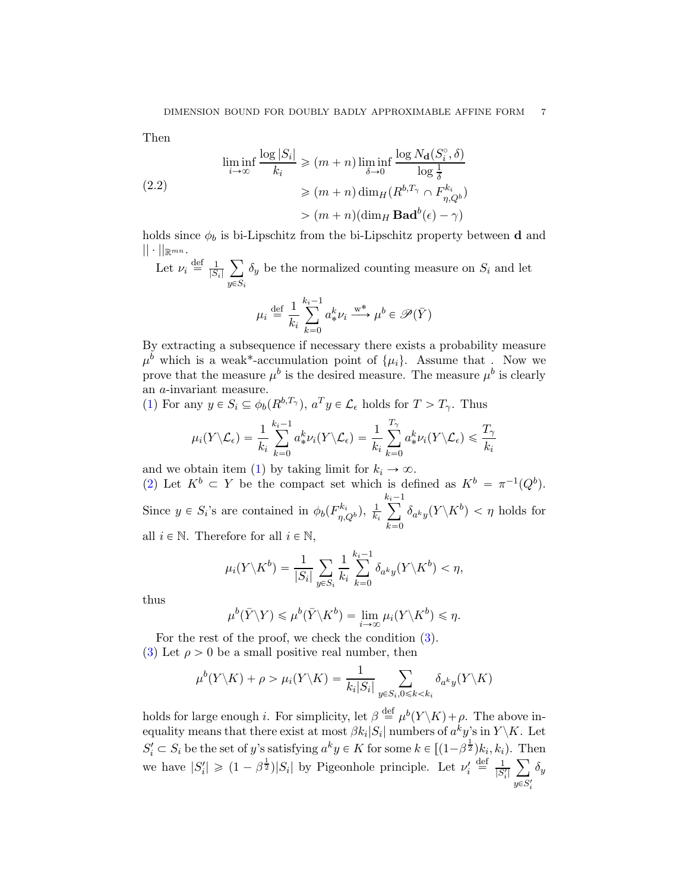Then

$$
\begin{aligned}
\liminf_{i\to\infty} \frac{\log |S_i|}{k_i} &\geqslant (m+n) \liminf_{\delta\to 0} \frac{\log N_{\mathbf{d}}(S_i^{\circ}, \delta)}{\log \frac{1}{\delta}} \\
&\geqslant (m+n) \dim_H (R^{b,T_\gamma} \cap F^{k_i}_{\eta, Q^b}) \\
&> (m+n)(\dim_H \mathbf{Bad}^b(\epsilon) - \gamma)
\end{aligned} \tag{2.2}
$$

holds since $\phi_b$ is bi-Lipschitz from the bi-Lipschitz property between $\mathbf{d}$ and $||\cdot||_{\mathbb{R}^{mn}}$.

Let $\nu_i \stackrel{\text{def}}{=} \frac{1}{|S_i|} \sum_{y\in S_i} \delta_y$ be the normalized counting measure on $S_i$ and let

$$
\mu_i \stackrel{\text{def}}{=} \frac{1}{k_i} \sum_{k=0}^{k_i-1} a^k_* \nu_i \xrightarrow{\text{w*}} \mu^b \in \mathscr{P}(\bar{Y})
$$

By extracting a subsequence if necessary there exists a probability measure $\mu^b$ which is a weak*-accumulation point of $\{\mu_i\}$. Assume that . Now we prove that the measure $\mu^b$ is the desired measure. The measure $\mu^b$ is clearly an $a$-invariant measure.

(1) For any $y \in S_i \subseteq \phi_b(R^{b,T_\gamma})$, $a^T y \in \mathcal{L}_\epsilon$ holds for $T > T_\gamma$. Thus

$$
\mu_i(Y\backslash\mathcal{L}_\epsilon) = \frac{1}{k_i}\sum_{k=0}^{k_i-1} a^k_*\nu_i(Y\backslash\mathcal{L}_\epsilon) = \frac{1}{k_i}\sum_{k=0}^{T_\gamma} a^k_*\nu_i(Y\backslash\mathcal{L}_\epsilon) \leqslant \frac{T_\gamma}{k_i}
$$

and we obtain item (1) by taking limit for $k_i \to \infty$.

(2) Let $K^b \subset Y$ be the compact set which is defined as $K^b = \pi^{-1}(Q^b)$. Since $y \in S_i$'s are contained in $\phi_b(F^{k_i}_{\eta,Q^b})$, $\frac{1}{k_i}\sum_{k=0}^{k_i-1} \delta_{a^k y}(Y\backslash K^b) < \eta$ holds for all $i \in \mathbb{N}$. Therefore for all $i \in \mathbb{N}$,

$$
\mu_i(Y\backslash K^b) = \frac{1}{|S_i|}\sum_{y\in S_i} \frac{1}{k_i}\sum_{k=0}^{k_i-1} \delta_{a^k y}(Y\backslash K^b) < \eta,
$$

thus

$$
\mu^b(\bar{Y}\backslash Y) \leqslant \mu^b(\bar{Y}\backslash K^b) = \lim_{i\to\infty} \mu_i(Y\backslash K^b) \leqslant \eta.
$$

For the rest of the proof, we check the condition (3).

(3) Let $\rho > 0$ be a small positive real number, then

$$
\mu^b(Y\backslash K) + \rho > \mu_i(Y\backslash K) = \frac{1}{k_i|S_i|}\sum_{y\in S_i, 0\leqslant k<k_i} \delta_{a^k y}(Y\backslash K)
$$

holds for large enough $i$. For simplicity, let $\beta \stackrel{\text{def}}{=} \mu^b(Y\backslash K) + \rho$. The above inequality means that there exist at most $\beta k_i |S_i|$ numbers of $a^k y$'s in $Y\backslash K$. Let $S_i' \subset S_i$ be the set of $y$'s satisfying $a^k y \in K$ for some $k \in [(1-\beta^{\frac{1}{2}})k_i, k_i)$. Then we have $|S_i'| \geqslant (1-\beta^{\frac{1}{2}})|S_i|$ by Pigeonhole principle. Let $\nu_i' \stackrel{\text{def}}{=} \frac{1}{|S_i'|}\sum_{y\in S_i'} \delta_y$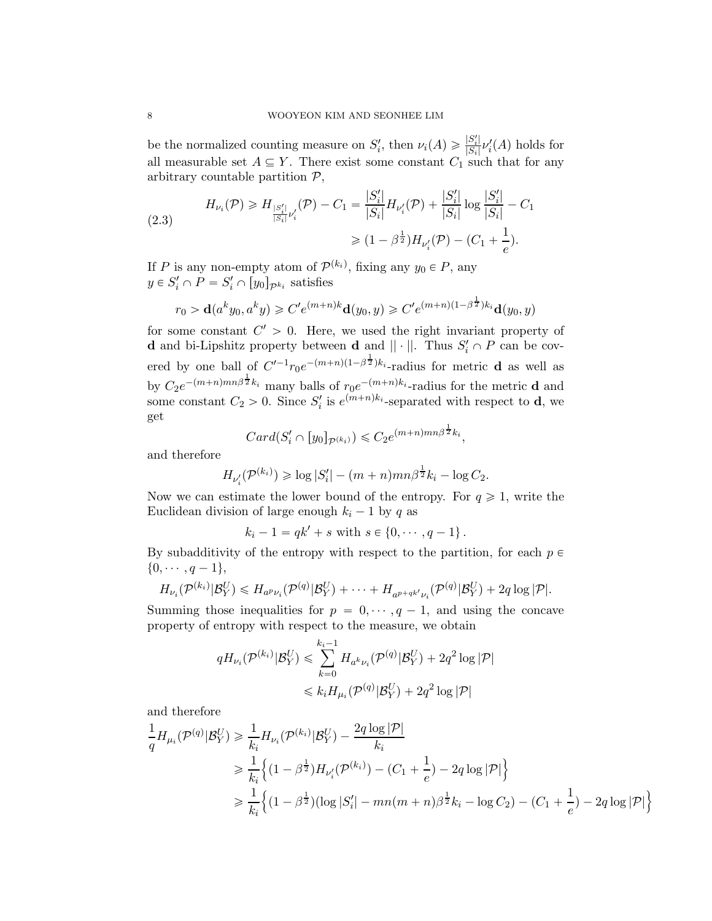be the normalized counting measure on $S_i'$, then $\nu_i(A) \geqslant \frac{|S_i'|}{|S_i|}\nu_i'(A)$ holds for all measurable set $A \subseteq Y$. There exist some constant $C_1$ such that for any arbitrary countable partition $\mathcal{P}$,

$$
\begin{aligned}
H_{\nu_i}(\mathcal{P}) \geqslant H_{\frac{|S_i'|}{|S_i|}\nu_i'}(\mathcal{P}) - C_1 &= \frac{|S_i'|}{|S_i|}H_{\nu_i'}(\mathcal{P}) + \frac{|S_i'|}{|S_i|}\log\frac{|S_i'|}{|S_i|} - C_1 \\
&\geqslant (1-\beta^{\frac{1}{2}})H_{\nu_i'}(\mathcal{P}) - (C_1 + \frac{1}{e}).
\end{aligned}
\tag{2.3}
$$

If $P$ is any non-empty atom of $\mathcal{P}^{(k_i)}$, fixing any $y_0 \in P$, any $y \in S_i' \cap P = S_i' \cap [y_0]_{\mathcal{P}^{k_i}}$ satisfies

$$
r_0 > \mathbf{d}(a^k y_0, a^k y) \geqslant C' e^{(m+n)k}\mathbf{d}(y_0, y) \geqslant C' e^{(m+n)(1-\beta^{\frac{1}{2}})k_i}\mathbf{d}(y_0, y)
$$

for some constant $C' > 0$. Here, we used the right invariant property of $\mathbf{d}$ and bi-Lipshitz property between $\mathbf{d}$ and $||\cdot||$. Thus $S_i' \cap P$ can be covered by one ball of $C'^{-1}r_0 e^{-(m+n)(1-\beta^{\frac{1}{2}})k_i}$-radius for metric $\mathbf{d}$ as well as by $C_2 e^{-(m+n)mn\beta^{\frac{1}{2}}k_i}$ many balls of $r_0 e^{-(m+n)k_i}$-radius for the metric $\mathbf{d}$ and some constant $C_2 > 0$. Since $S_i'$ is $e^{(m+n)k_i}$-separated with respect to $\mathbf{d}$, we get

$$
Card(S_i' \cap [y_0]_{\mathcal{P}^{(k_i)}}) \leqslant C_2 e^{(m+n)mn\beta^{\frac{1}{2}}k_i},
$$

and therefore

$$
H_{\nu_i'}(\mathcal{P}^{(k_i)}) \geqslant \log|S_i'| - (m+n)mn\beta^{\frac{1}{2}}k_i - \log C_2.
$$

Now we can estimate the lower bound of the entropy. For $q \geqslant 1$, write the Euclidean division of large enough $k_i - 1$ by $q$ as

$$
k_i - 1 = qk' + s \text{ with } s \in \{0, \cdots, q-1\}.
$$

By subadditivity of the entropy with respect to the partition, for each $p \in \{0, \cdots, q-1\}$,

$$
H_{\nu_i}(\mathcal{P}^{(k_i)}|\mathcal{B}_Y^U) \leqslant H_{a^p\nu_i}(\mathcal{P}^{(q)}|\mathcal{B}_Y^U) + \cdots + H_{a^{p+qk'}\nu_i}(\mathcal{P}^{(q)}|\mathcal{B}_Y^U) + 2q\log|\mathcal{P}|.
$$

Summing those inequalities for $p = 0, \cdots, q-1$, and using the concave property of entropy with respect to the measure, we obtain

$$
\begin{aligned}
qH_{\nu_i}(\mathcal{P}^{(k_i)}|\mathcal{B}_Y^U) &\leqslant \sum_{k=0}^{k_i-1} H_{a^k\nu_i}(\mathcal{P}^{(q)}|\mathcal{B}_Y^U) + 2q^2\log|\mathcal{P}| \\
&\leqslant k_i H_{\mu_i}(\mathcal{P}^{(q)}|\mathcal{B}_Y^U) + 2q^2\log|\mathcal{P}|
\end{aligned}
$$

and therefore

$$
\begin{aligned}
\frac{1}{q}H_{\mu_i}(\mathcal{P}^{(q)}|\mathcal{B}_Y^U) &\geqslant \frac{1}{k_i}H_{\nu_i}(\mathcal{P}^{(k_i)}|\mathcal{B}_Y^U) - \frac{2q\log|\mathcal{P}|}{k_i} \\
&\geqslant \frac{1}{k_i}\Big\{(1-\beta^{\frac{1}{2}})H_{\nu_i'}(\mathcal{P}^{(k_i)}) - (C_1 + \frac{1}{e}) - 2q\log|\mathcal{P}|\Big\} \\
&\geqslant \frac{1}{k_i}\Big\{(1-\beta^{\frac{1}{2}})(\log|S_i'| - mn(m+n)\beta^{\frac{1}{2}}k_i - \log C_2) - (C_1 + \frac{1}{e}) - 2q\log|\mathcal{P}|\Big\}
\end{aligned}
$$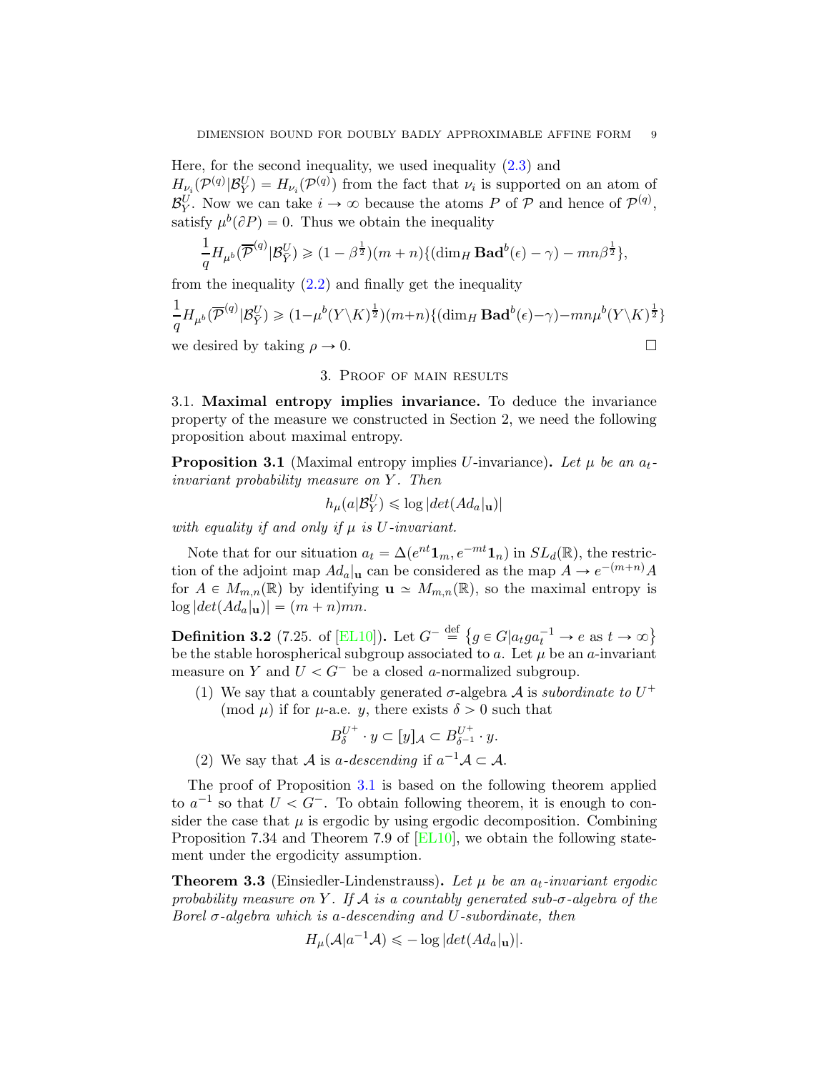Here, for the second inequality, we used inequality (2.3) and $H_{\nu_i}(\mathcal{P}^{(q)}|\mathcal{B}_Y^U) = H_{\nu_i}(\mathcal{P}^{(q)})$ from the fact that $\nu_i$ is supported on an atom of $\mathcal{B}_Y^U$. Now we can take $i \to \infty$ because the atoms $P$ of $\mathcal{P}$ and hence of $\mathcal{P}^{(q)}$, satisfy $\mu^b(\partial P) = 0$. Thus we obtain the inequality

$$\frac{1}{q} H_{\mu^b}(\overline{\mathcal{P}}^{(q)}|\mathcal{B}_Y^U) \geqslant (1 - \beta^{\frac{1}{2}})(m+n)\{(\dim_H \mathbf{Bad}^b(\epsilon) - \gamma) - mn\beta^{\frac{1}{2}}\},$$

from the inequality (2.2) and finally get the inequality

$$\frac{1}{q} H_{\mu^b}(\overline{\mathcal{P}}^{(q)}|\mathcal{B}_Y^U) \geqslant (1 - \mu^b(Y \backslash K)^{\frac{1}{2}})(m+n)\{(\dim_H \mathbf{Bad}^b(\epsilon) - \gamma) - mn\mu^b(Y \backslash K)^{\frac{1}{2}}\}$$

we desired by taking $\rho \to 0$. $\square$

## 3. Proof of main results

### 3.1. Maximal entropy implies invariance.

To deduce the invariance property of the measure we constructed in Section 2, we need the following proposition about maximal entropy.

**Proposition 3.1** (Maximal entropy implies $U$-invariance)**.** *Let $\mu$ be an $a_t$-invariant probability measure on $Y$. Then*

$$h_\mu(a|\mathcal{B}_Y^U) \leqslant \log |det(Ad_a|_{\mathbf{u}})|$$

*with equality if and only if $\mu$ is $U$-invariant.*

Note that for our situation $a_t = \Delta(e^{nt}\mathbf{1}_m, e^{-mt}\mathbf{1}_n)$ in $SL_d(\mathbb{R})$, the restriction of the adjoint map $Ad_a|_{\mathbf{u}}$ can be considered as the map $A \to e^{-(m+n)}A$ for $A \in M_{m,n}(\mathbb{R})$ by identifying $\mathbf{u} \simeq M_{m,n}(\mathbb{R})$, so the maximal entropy is $\log |det(Ad_a|_{\mathbf{u}})| = (m+n)mn$.

**Definition 3.2** (7.25. of [EL10])**.** Let $G^- \stackrel{\text{def}}{=} \{g \in G | a_t g a_t^{-1} \to e \text{ as } t \to \infty\}$ be the stable horospherical subgroup associated to $a$. Let $\mu$ be an $a$-invariant measure on $Y$ and $U < G^-$ be a closed $a$-normalized subgroup.

1. We say that a countably generated $\sigma$-algebra $\mathcal{A}$ is *subordinate to* $U^+$ (mod $\mu$) if for $\mu$-a.e. $y$, there exists $\delta > 0$ such that
$$B_\delta^{U^+} \cdot y \subset [y]_{\mathcal{A}} \subset B_{\delta^{-1}}^{U^+} \cdot y.$$
2. We say that $\mathcal{A}$ is *$a$-descending* if $a^{-1}\mathcal{A} \subset \mathcal{A}$.

The proof of Proposition 3.1 is based on the following theorem applied to $a^{-1}$ so that $U < G^-$. To obtain following theorem, it is enough to consider the case that $\mu$ is ergodic by using ergodic decomposition. Combining Proposition 7.34 and Theorem 7.9 of [EL10], we obtain the following statement under the ergodicity assumption.

**Theorem 3.3** (Einsiedler-Lindenstrauss)**.** *Let $\mu$ be an $a_t$-invariant ergodic probability measure on $Y$. If $\mathcal{A}$ is a countably generated sub-$\sigma$-algebra of the Borel $\sigma$-algebra which is $a$-descending and $U$-subordinate, then*

$$H_\mu(\mathcal{A}|a^{-1}\mathcal{A}) \leqslant -\log |det(Ad_a|_{\mathbf{u}})|.$$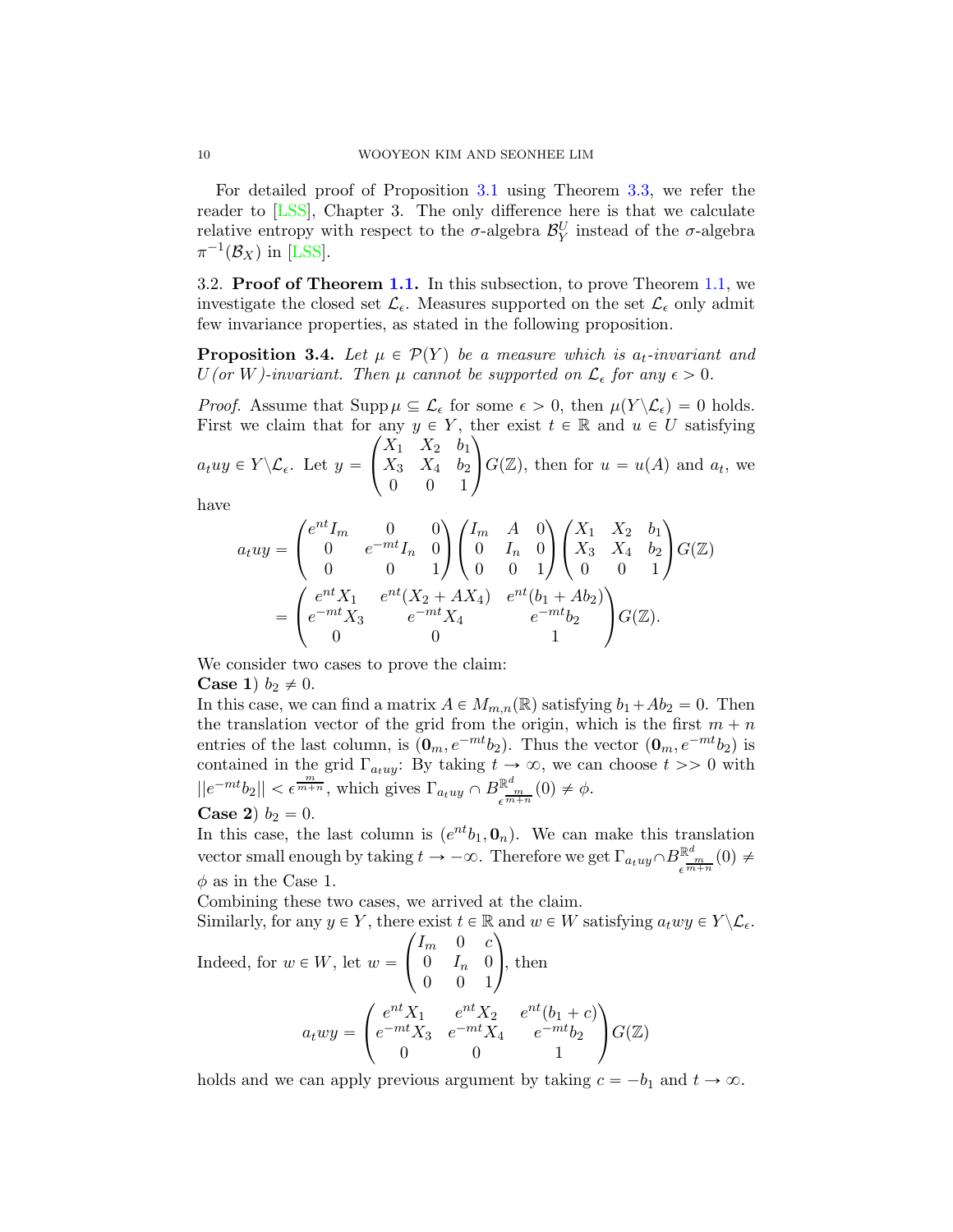For detailed proof of Proposition 3.1 using Theorem 3.3, we refer the reader to [LSS], Chapter 3. The only difference here is that we calculate relative entropy with respect to the $\sigma$-algebra $\mathcal{B}_Y^U$ instead of the $\sigma$-algebra $\pi^{-1}(\mathcal{B}_X)$ in [LSS].

3.2. **Proof of Theorem 1.1.** In this subsection, to prove Theorem 1.1, we investigate the closed set $\mathcal{L}_\epsilon$. Measures supported on the set $\mathcal{L}_\epsilon$ only admit few invariance properties, as stated in the following proposition.

**Proposition 3.4.** *Let $\mu \in \mathcal{P}(Y)$ be a measure which is $a_t$-invariant and $U$ (or $W$)-invariant. Then $\mu$ cannot be supported on $\mathcal{L}_\epsilon$ for any $\epsilon > 0$.*

*Proof.* Assume that $\operatorname{Supp}\mu \subseteq \mathcal{L}_\epsilon$ for some $\epsilon > 0$, then $\mu(Y \backslash \mathcal{L}_\epsilon) = 0$ holds. First we claim that for any $y \in Y$, ther exist $t \in \mathbb{R}$ and $u \in U$ satisfying $a_t u y \in Y \backslash \mathcal{L}_\epsilon$. Let $y = \begin{pmatrix} X_1 & X_2 & b_1 \\ X_3 & X_4 & b_2 \\ 0 & 0 & 1 \end{pmatrix} G(\mathbb{Z})$, then for $u = u(A)$ and $a_t$, we have

$$
\begin{aligned}
a_t u y &= \begin{pmatrix} e^{nt} I_m & 0 & 0 \\ 0 & e^{-mt} I_n & 0 \\ 0 & 0 & 1 \end{pmatrix} \begin{pmatrix} I_m & A & 0 \\ 0 & I_n & 0 \\ 0 & 0 & 1 \end{pmatrix} \begin{pmatrix} X_1 & X_2 & b_1 \\ X_3 & X_4 & b_2 \\ 0 & 0 & 1 \end{pmatrix} G(\mathbb{Z}) \\
&= \begin{pmatrix} e^{nt} X_1 & e^{nt}(X_2 + A X_4) & e^{nt}(b_1 + A b_2) \\ e^{-mt} X_3 & e^{-mt} X_4 & e^{-mt} b_2 \\ 0 & 0 & 1 \end{pmatrix} G(\mathbb{Z}).
\end{aligned}
$$

We consider two cases to prove the claim:

**Case 1**) $b_2 \neq 0$.

In this case, we can find a matrix $A \in M_{m,n}(\mathbb{R})$ satisfying $b_1 + A b_2 = 0$. Then the translation vector of the grid from the origin, which is the first $m+n$ entries of the last column, is $(\mathbf{0}_m, e^{-mt} b_2)$. Thus the vector $(\mathbf{0}_m, e^{-mt} b_2)$ is contained in the grid $\Gamma_{a_t u y}$: By taking $t \to \infty$, we can choose $t >> 0$ with $\|e^{-mt} b_2\| < \epsilon^{\frac{m}{m+n}}$, which gives $\Gamma_{a_t u y} \cap B^{\mathbb{R}^d}_{\epsilon^{\frac{m}{m+n}}}(0) \neq \phi$.

**Case 2**) $b_2 = 0$.

In this case, the last column is $(e^{nt} b_1, \mathbf{0}_n)$. We can make this translation vector small enough by taking $t \to -\infty$. Therefore we get $\Gamma_{a_t u y} \cap B^{\mathbb{R}^d}_{\epsilon^{\frac{m}{m+n}}}(0) \neq \phi$ as in the Case 1.

Combining these two cases, we arrived at the claim.

Similarly, for any $y \in Y$, there exist $t \in \mathbb{R}$ and $w \in W$ satisfying $a_t w y \in Y \backslash \mathcal{L}_\epsilon$. Indeed, for $w \in W$, let $w = \begin{pmatrix} I_m & 0 & c \\ 0 & I_n & 0 \\ 0 & 0 & 1 \end{pmatrix}$, then

$$
a_t w y = \begin{pmatrix} e^{nt} X_1 & e^{nt} X_2 & e^{nt}(b_1 + c) \\ e^{-mt} X_3 & e^{-mt} X_4 & e^{-mt} b_2 \\ 0 & 0 & 1 \end{pmatrix} G(\mathbb{Z})
$$

holds and we can apply previous argument by taking $c = -b_1$ and $t \to \infty$.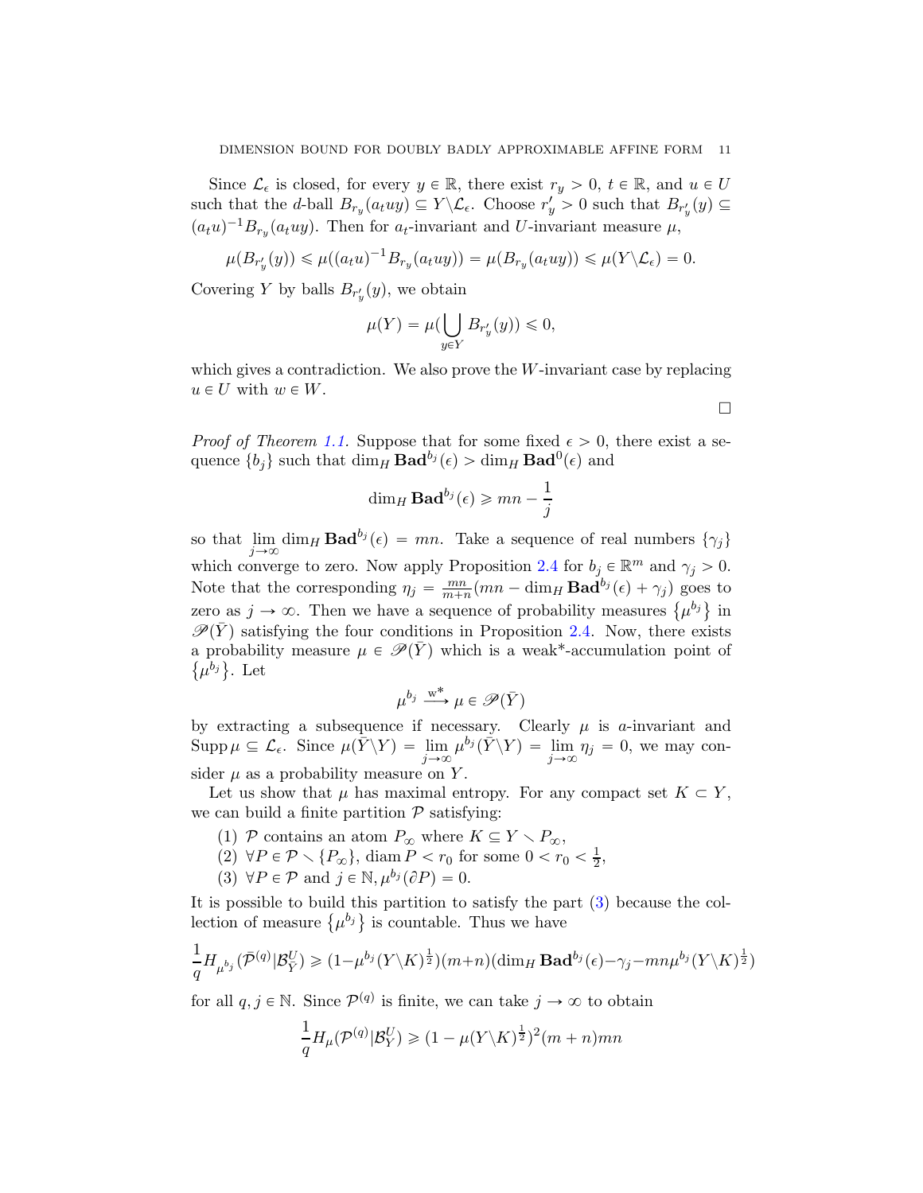Since $\mathcal{L}_\epsilon$ is closed, for every $y \in \mathbb{R}$, there exist $r_y > 0$, $t \in \mathbb{R}$, and $u \in U$ such that the $d$-ball $B_{r_y}(a_t u y) \subseteq Y \backslash \mathcal{L}_\epsilon$. Choose $r'_y > 0$ such that $B_{r'_y}(y) \subseteq (a_t u)^{-1} B_{r_y}(a_t u y)$. Then for $a_t$-invariant and $U$-invariant measure $\mu$,

$$\mu(B_{r'_y}(y)) \leqslant \mu((a_t u)^{-1} B_{r_y}(a_t u y)) = \mu(B_{r_y}(a_t u y)) \leqslant \mu(Y \backslash \mathcal{L}_\epsilon) = 0.$$

Covering $Y$ by balls $B_{r'_y}(y)$, we obtain

$$\mu(Y) = \mu(\bigcup_{y \in Y} B_{r'_y}(y)) \leqslant 0,$$

which gives a contradiction. We also prove the $W$-invariant case by replacing $u \in U$ with $w \in W$.

□

*Proof of Theorem 1.1.* Suppose that for some fixed $\epsilon > 0$, there exist a sequence $\{b_j\}$ such that $\dim_H \mathbf{Bad}^{b_j}(\epsilon) > \dim_H \mathbf{Bad}^0(\epsilon)$ and

$$\dim_H \mathbf{Bad}^{b_j}(\epsilon) \geqslant mn - \frac{1}{j}$$

so that $\lim_{j \to \infty} \dim_H \mathbf{Bad}^{b_j}(\epsilon) = mn$. Take a sequence of real numbers $\{\gamma_j\}$ which converge to zero. Now apply Proposition 2.4 for $b_j \in \mathbb{R}^m$ and $\gamma_j > 0$. Note that the corresponding $\eta_j = \frac{mn}{m+n}(mn - \dim_H \mathbf{Bad}^{b_j}(\epsilon) + \gamma_j)$ goes to zero as $j \to \infty$. Then we have a sequence of probability measures $\{\mu^{b_j}\}$ in $\mathscr{P}(\bar{Y})$ satisfying the four conditions in Proposition 2.4. Now, there exists a probability measure $\mu \in \mathscr{P}(\bar{Y})$ which is a weak*-accumulation point of $\{\mu^{b_j}\}$. Let

$$\mu^{b_j} \xrightarrow{\text{w*}} \mu \in \mathscr{P}(\bar{Y})$$

by extracting a subsequence if necessary. Clearly $\mu$ is $a$-invariant and $\operatorname{Supp} \mu \subseteq \mathcal{L}_\epsilon$. Since $\mu(\bar{Y} \backslash Y) = \lim_{j \to \infty} \mu^{b_j}(\bar{Y} \backslash Y) = \lim_{j \to \infty} \eta_j = 0$, we may consider $\mu$ as a probability measure on $Y$.

Let us show that $\mu$ has maximal entropy. For any compact set $K \subset Y$, we can build a finite partition $\mathcal{P}$ satisfying:

1. $\mathcal{P}$ contains an atom $P_\infty$ where $K \subseteq Y \smallsetminus P_\infty$,
2. $\forall P \in \mathcal{P} \smallsetminus \{P_\infty\}$, $\operatorname{diam} P < r_0$ for some $0 < r_0 < \frac{1}{2}$,
3. $\forall P \in \mathcal{P}$ and $j \in \mathbb{N}, \mu^{b_j}(\partial P) = 0$.

It is possible to build this partition to satisfy the part (3) because the collection of measure $\{\mu^{b_j}\}$ is countable. Thus we have

$$\frac{1}{q} H_{\mu^{b_j}}(\bar{\mathcal{P}}^{(q)} | \mathcal{B}^U_{\bar{Y}}) \geqslant (1 - \mu^{b_j}(Y \backslash K)^{\frac{1}{2}})(m+n)(\dim_H \mathbf{Bad}^{b_j}(\epsilon) - \gamma_j - mn\mu^{b_j}(Y \backslash K)^{\frac{1}{2}})$$

for all $q, j \in \mathbb{N}$. Since $\mathcal{P}^{(q)}$ is finite, we can take $j \to \infty$ to obtain

$$\frac{1}{q} H_\mu(\mathcal{P}^{(q)} | \mathcal{B}^U_Y) \geqslant (1 - \mu(Y \backslash K)^{\frac{1}{2}})^2 (m+n) mn$$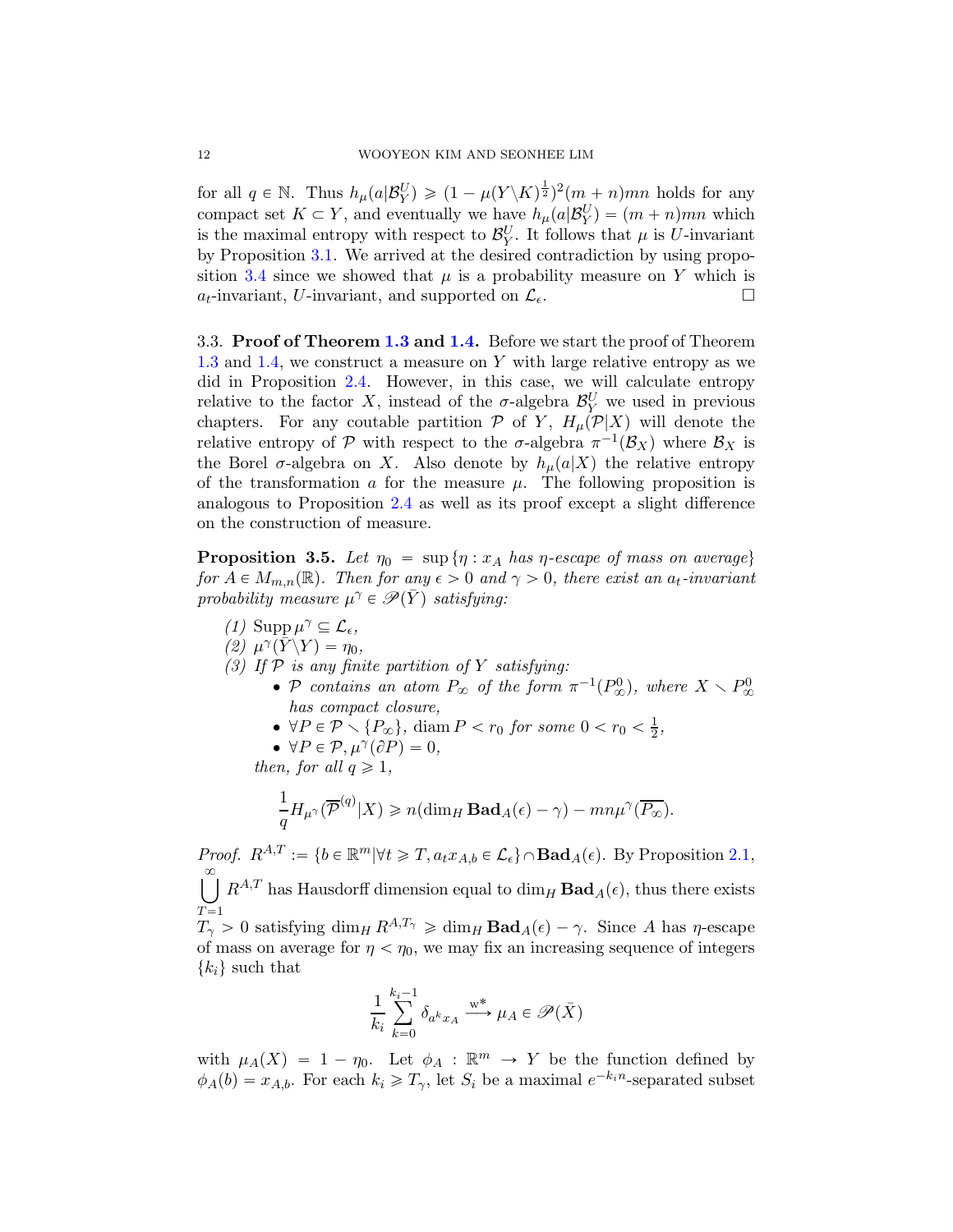for all $q \in \mathbb{N}$. Thus $h_\mu(a|\mathcal{B}_Y^U) \geqslant (1-\mu(Y\backslash K)^{\frac{1}{2}})^2(m+n)mn$ holds for any compact set $K \subset Y$, and eventually we have $h_\mu(a|\mathcal{B}_Y^U) = (m+n)mn$ which is the maximal entropy with respect to $\mathcal{B}_Y^U$. It follows that $\mu$ is $U$-invariant by Proposition 3.1. We arrived at the desired contradiction by using proposition 3.4 since we showed that $\mu$ is a probability measure on $Y$ which is $a_t$-invariant, $U$-invariant, and supported on $\mathcal{L}_\epsilon$. $\square$

3.3. **Proof of Theorem 1.3 and 1.4.** Before we start the proof of Theorem 1.3 and 1.4, we construct a measure on $Y$ with large relative entropy as we did in Proposition 2.4. However, in this case, we will calculate entropy relative to the factor $X$, instead of the $\sigma$-algebra $\mathcal{B}_Y^U$ we used in previous chapters. For any coutable partition $\mathcal{P}$ of $Y$, $H_\mu(\mathcal{P}|X)$ will denote the relative entropy of $\mathcal{P}$ with respect to the $\sigma$-algebra $\pi^{-1}(\mathcal{B}_X)$ where $\mathcal{B}_X$ is the Borel $\sigma$-algebra on $X$. Also denote by $h_\mu(a|X)$ the relative entropy of the transformation $a$ for the measure $\mu$. The following proposition is analogous to Proposition 2.4 as well as its proof except a slight difference on the construction of measure.

**Proposition 3.5.** *Let $\eta_0 = \sup\{\eta : x_A$ has $\eta$-escape of mass on average$\}$ for $A \in M_{m,n}(\mathbb{R})$. Then for any $\epsilon > 0$ and $\gamma > 0$, there exist an $a_t$-invariant probability measure $\mu^\gamma \in \mathscr{P}(\bar{Y})$ satisfying:*

1. $\operatorname{Supp}\mu^\gamma \subseteq \mathcal{L}_\epsilon$,
2. $\mu^\gamma(\bar{Y}\backslash Y) = \eta_0$,
3. *If $\mathcal{P}$ is any finite partition of $Y$ satisfying:*
   - *$\mathcal{P}$ contains an atom $P_\infty$ of the form $\pi^{-1}(P_\infty^0)$, where $X \smallsetminus P_\infty^0$ has compact closure,*
   - *$\forall P \in \mathcal{P} \smallsetminus \{P_\infty\}$, $\operatorname{diam} P < r_0$ for some $0 < r_0 < \frac{1}{2}$,*
   - *$\forall P \in \mathcal{P}, \mu^\gamma(\partial P) = 0$,*

   *then, for all $q \geqslant 1$,*

$$\frac{1}{q}H_{\mu^\gamma}(\overline{\mathcal{P}}^{(q)}|X) \geqslant n(\dim_H \mathbf{Bad}_A(\epsilon) - \gamma) - mn\mu^\gamma(\overline{P_\infty}).$$

*Proof.* $R^{A,T} := \{b \in \mathbb{R}^m | \forall t \geqslant T, a_t x_{A,b} \in \mathcal{L}_\epsilon\} \cap \mathbf{Bad}_A(\epsilon)$. By Proposition 2.1, $\bigcup_{T=1}^{\infty} R^{A,T}$ has Hausdorff dimension equal to $\dim_H \mathbf{Bad}_A(\epsilon)$, thus there exists $T_\gamma > 0$ satisfying $\dim_H R^{A,T_\gamma} \geqslant \dim_H \mathbf{Bad}_A(\epsilon) - \gamma$. Since $A$ has $\eta$-escape of mass on average for $\eta < \eta_0$, we may fix an increasing sequence of integers $\{k_i\}$ such that

$$\frac{1}{k_i}\sum_{k=0}^{k_i-1}\delta_{a^k x_A} \xrightarrow{\text{w}^*} \mu_A \in \mathscr{P}(\bar{X})$$

with $\mu_A(X) = 1 - \eta_0$. Let $\phi_A : \mathbb{R}^m \to Y$ be the function defined by $\phi_A(b) = x_{A,b}$. For each $k_i \geqslant T_\gamma$, let $S_i$ be a maximal $e^{-k_i n}$-separated subset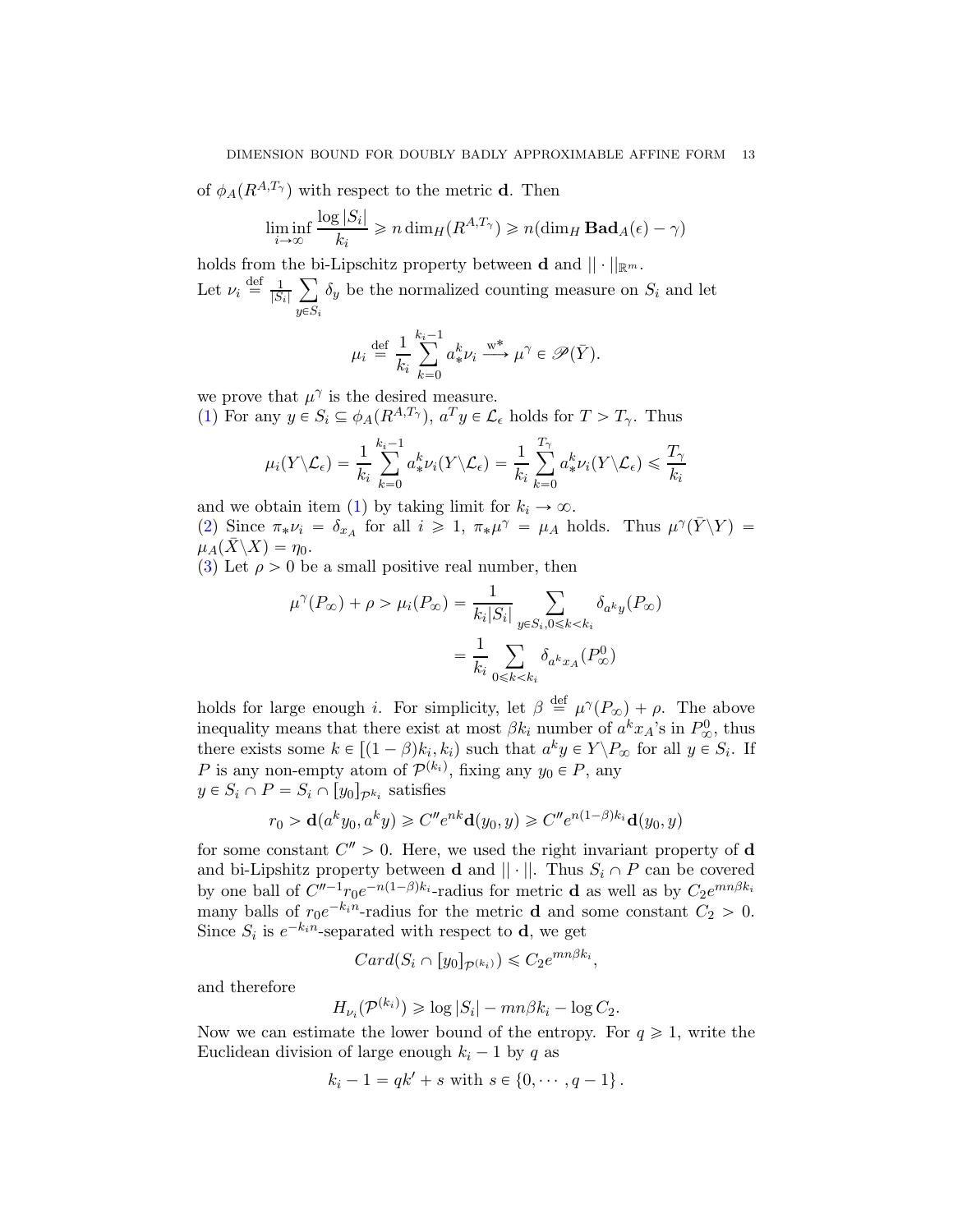of $\phi_A(R^{A,T_\gamma})$ with respect to the metric $\mathbf{d}$. Then

$$\liminf_{i\to\infty} \frac{\log |S_i|}{k_i} \geqslant n \dim_H(R^{A,T_\gamma}) \geqslant n(\dim_H \mathbf{Bad}_A(\epsilon) - \gamma)$$

holds from the bi-Lipschitz property between $\mathbf{d}$ and $||\cdot||_{\mathbb{R}^m}$.

Let $\nu_i \overset{\text{def}}{=} \frac{1}{|S_i|} \sum_{y\in S_i} \delta_y$ be the normalized counting measure on $S_i$ and let

$$\mu_i \overset{\text{def}}{=} \frac{1}{k_i} \sum_{k=0}^{k_i-1} a_*^k \nu_i \xrightarrow{\text{w}^*} \mu^\gamma \in \mathscr{P}(\bar{Y}).$$

we prove that $\mu^\gamma$ is the desired measure.

(1) For any $y \in S_i \subseteq \phi_A(R^{A,T_\gamma})$, $a^T y \in \mathcal{L}_\epsilon$ holds for $T > T_\gamma$. Thus

$$\mu_i(Y\backslash\mathcal{L}_\epsilon) = \frac{1}{k_i} \sum_{k=0}^{k_i-1} a_*^k \nu_i(Y\backslash\mathcal{L}_\epsilon) = \frac{1}{k_i} \sum_{k=0}^{T_\gamma} a_*^k \nu_i(Y\backslash\mathcal{L}_\epsilon) \leqslant \frac{T_\gamma}{k_i}$$

and we obtain item (1) by taking limit for $k_i \to \infty$.

(2) Since $\pi_*\nu_i = \delta_{x_A}$ for all $i \geqslant 1$, $\pi_*\mu^\gamma = \mu_A$ holds. Thus $\mu^\gamma(\bar{Y}\backslash Y) = \mu_A(\bar{X}\backslash X) = \eta_0$.

(3) Let $\rho > 0$ be a small positive real number, then

$$\begin{aligned}
\mu^\gamma(P_\infty) + \rho > \mu_i(P_\infty) &= \frac{1}{k_i|S_i|} \sum_{y\in S_i, 0\leqslant k<k_i} \delta_{a^k y}(P_\infty) \\
&= \frac{1}{k_i} \sum_{0\leqslant k<k_i} \delta_{a^k x_A}(P_\infty^0)
\end{aligned}$$

holds for large enough $i$. For simplicity, let $\beta \overset{\text{def}}{=} \mu^\gamma(P_\infty) + \rho$. The above inequality means that there exist at most $\beta k_i$ number of $a^k x_A$'s in $P_\infty^0$, thus there exists some $k \in [(1-\beta)k_i, k_i)$ such that $a^k y \in Y\backslash P_\infty$ for all $y \in S_i$. If $P$ is any non-empty atom of $\mathcal{P}^{(k_i)}$, fixing any $y_0 \in P$, any $y \in S_i \cap P = S_i \cap [y_0]_{\mathcal{P}^{k_i}}$ satisfies

$$r_0 > \mathbf{d}(a^k y_0, a^k y) \geqslant C'' e^{nk} \mathbf{d}(y_0, y) \geqslant C'' e^{n(1-\beta)k_i} \mathbf{d}(y_0, y)$$

for some constant $C'' > 0$. Here, we used the right invariant property of $\mathbf{d}$ and bi-Lipshitz property between $\mathbf{d}$ and $||\cdot||$. Thus $S_i \cap P$ can be covered by one ball of $C''^{-1} r_0 e^{-n(1-\beta)k_i}$-radius for metric $\mathbf{d}$ as well as by $C_2 e^{mn\beta k_i}$ many balls of $r_0 e^{-k_i n}$-radius for the metric $\mathbf{d}$ and some constant $C_2 > 0$. Since $S_i$ is $e^{-k_i n}$-separated with respect to $\mathbf{d}$, we get

$$Card(S_i \cap [y_0]_{\mathcal{P}^{(k_i)}}) \leqslant C_2 e^{mn\beta k_i},$$

and therefore

$$H_{\nu_i}(\mathcal{P}^{(k_i)}) \geqslant \log |S_i| - mn\beta k_i - \log C_2.$$

Now we can estimate the lower bound of the entropy. For $q \geqslant 1$, write the Euclidean division of large enough $k_i - 1$ by $q$ as

$$k_i - 1 = qk' + s \text{ with } s \in \{0, \cdots, q-1\}.$$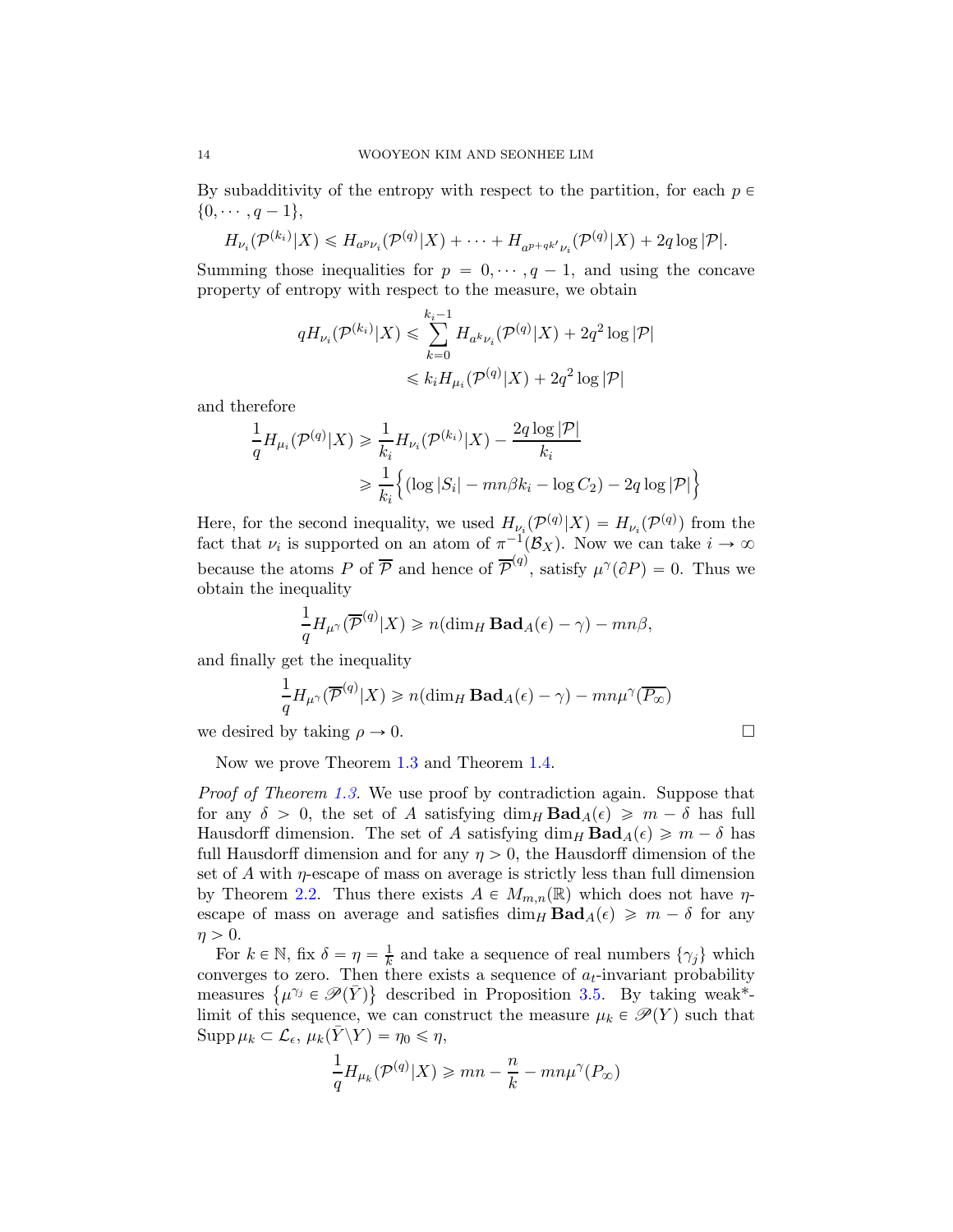By subadditivity of the entropy with respect to the partition, for each $p \in \{0, \cdots, q-1\}$,

$$H_{\nu_i}(\mathcal{P}^{(k_i)}|X) \leqslant H_{a^p\nu_i}(\mathcal{P}^{(q)}|X) + \cdots + H_{a^{p+qk'}\nu_i}(\mathcal{P}^{(q)}|X) + 2q\log|\mathcal{P}|.$$

Summing those inequalities for $p = 0, \cdots, q-1$, and using the concave property of entropy with respect to the measure, we obtain

$$\begin{aligned} qH_{\nu_i}(\mathcal{P}^{(k_i)}|X) &\leqslant \sum_{k=0}^{k_i-1} H_{a^k\nu_i}(\mathcal{P}^{(q)}|X) + 2q^2\log|\mathcal{P}| \\ &\leqslant k_i H_{\mu_i}(\mathcal{P}^{(q)}|X) + 2q^2\log|\mathcal{P}| \end{aligned}$$

and therefore

$$\begin{aligned} \frac{1}{q}H_{\mu_i}(\mathcal{P}^{(q)}|X) &\geqslant \frac{1}{k_i}H_{\nu_i}(\mathcal{P}^{(k_i)}|X) - \frac{2q\log|\mathcal{P}|}{k_i} \\ &\geqslant \frac{1}{k_i}\Big\{(\log|S_i| - mn\beta k_i - \log C_2) - 2q\log|\mathcal{P}|\Big\} \end{aligned}$$

Here, for the second inequality, we used $H_{\nu_i}(\mathcal{P}^{(q)}|X) = H_{\nu_i}(\mathcal{P}^{(q)})$ from the fact that $\nu_i$ is supported on an atom of $\pi^{-1}(\mathcal{B}_X)$. Now we can take $i \to \infty$ because the atoms $P$ of $\overline{\mathcal{P}}$ and hence of $\overline{\mathcal{P}}^{(q)}$, satisfy $\mu^\gamma(\partial P) = 0$. Thus we obtain the inequality

$$\frac{1}{q}H_{\mu^\gamma}(\overline{\mathcal{P}}^{(q)}|X) \geqslant n(\dim_H \mathbf{Bad}_A(\epsilon) - \gamma) - mn\beta,$$

and finally get the inequality

$$\frac{1}{q}H_{\mu^\gamma}(\overline{\mathcal{P}}^{(q)}|X) \geqslant n(\dim_H \mathbf{Bad}_A(\epsilon) - \gamma) - mn\mu^\gamma(\overline{P_\infty})$$

we desired by taking $\rho \to 0$. $\square$

Now we prove Theorem 1.3 and Theorem 1.4.

*Proof of Theorem 1.3.* We use proof by contradiction again. Suppose that for any $\delta > 0$, the set of $A$ satisfying $\dim_H \mathbf{Bad}_A(\epsilon) \geqslant m - \delta$ has full Hausdorff dimension. The set of $A$ satisfying $\dim_H \mathbf{Bad}_A(\epsilon) \geqslant m - \delta$ has full Hausdorff dimension and for any $\eta > 0$, the Hausdorff dimension of the set of $A$ with $\eta$-escape of mass on average is strictly less than full dimension by Theorem 2.2. Thus there exists $A \in M_{m,n}(\mathbb{R})$ which does not have $\eta$-escape of mass on average and satisfies $\dim_H \mathbf{Bad}_A(\epsilon) \geqslant m - \delta$ for any $\eta > 0$.

For $k \in \mathbb{N}$, fix $\delta = \eta = \frac{1}{k}$ and take a sequence of real numbers $\{\gamma_j\}$ which converges to zero. Then there exists a sequence of $a_t$-invariant probability measures $\{\mu^{\gamma_j} \in \mathscr{P}(\bar{Y})\}$ described in Proposition 3.5. By taking weak\*-limit of this sequence, we can construct the measure $\mu_k \in \mathscr{P}(Y)$ such that $\operatorname{Supp}\mu_k \subset \mathcal{L}_\epsilon$, $\mu_k(\bar{Y}\backslash Y) = \eta_0 \leqslant \eta$,

$$\frac{1}{q}H_{\mu_k}(\mathcal{P}^{(q)}|X) \geqslant mn - \frac{n}{k} - mn\mu^\gamma(P_\infty)$$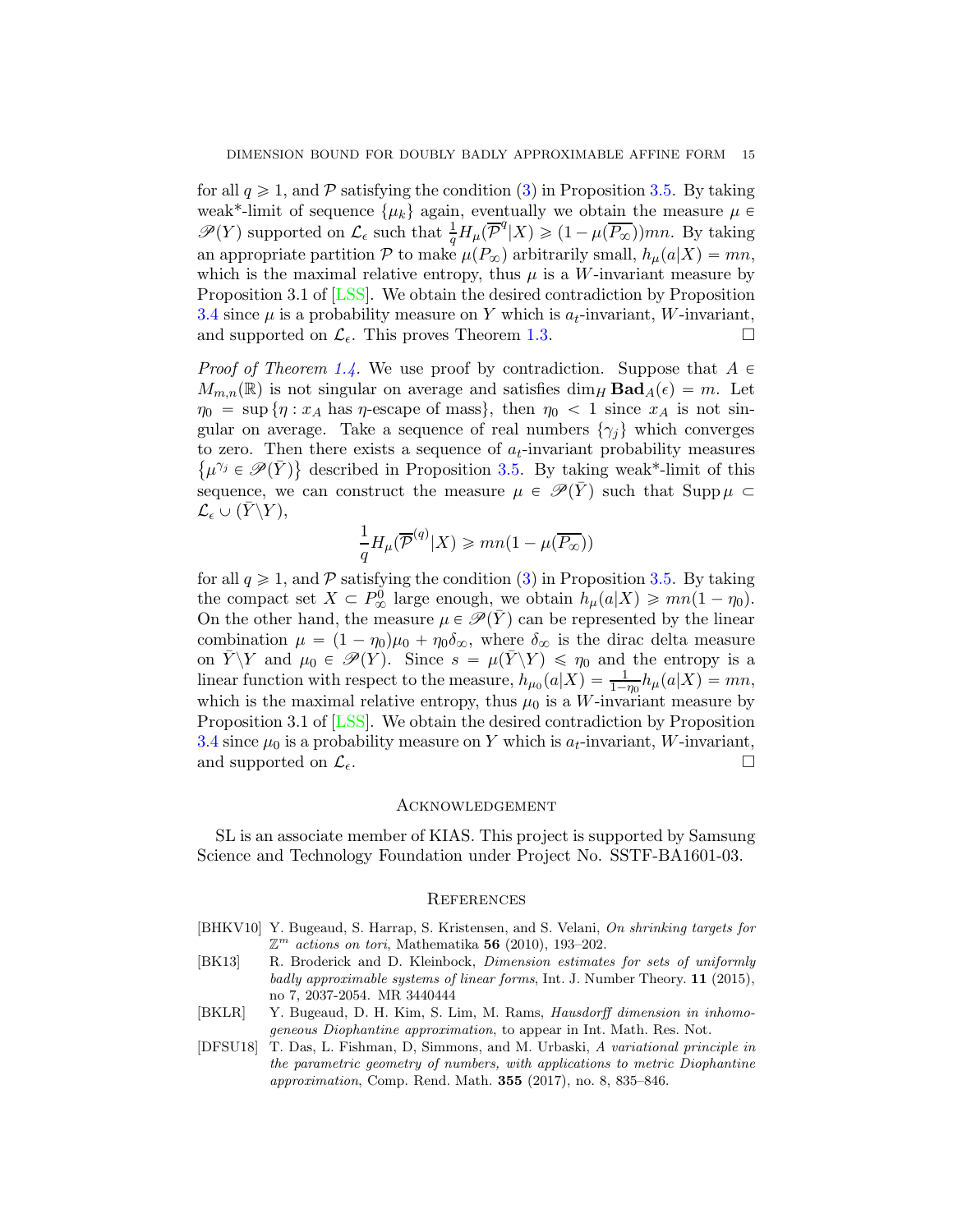for all $q \geqslant 1$, and $\mathcal{P}$ satisfying the condition (3) in Proposition 3.5. By taking weak*-limit of sequence $\{\mu_k\}$ again, eventually we obtain the measure $\mu \in \mathscr{P}(Y)$ supported on $\mathcal{L}_\epsilon$ such that $\frac{1}{q}H_\mu(\overline{\mathcal{P}}^q|X) \geqslant (1-\mu(\overline{P_\infty}))mn$. By taking an appropriate partition $\mathcal{P}$ to make $\mu(P_\infty)$ arbitrarily small, $h_\mu(a|X) = mn$, which is the maximal relative entropy, thus $\mu$ is a $W$-invariant measure by Proposition 3.1 of [LSS]. We obtain the desired contradiction by Proposition 3.4 since $\mu$ is a probability measure on $Y$ which is $a_t$-invariant, $W$-invariant, and supported on $\mathcal{L}_\epsilon$. This proves Theorem 1.3. □

*Proof of Theorem 1.4.* We use proof by contradiction. Suppose that $A \in M_{m,n}(\mathbb{R})$ is not singular on average and satisfies $\dim_H \mathbf{Bad}_A(\epsilon) = m$. Let $\eta_0 = \sup\{\eta : x_A \text{ has } \eta\text{-escape of mass}\}$, then $\eta_0 < 1$ since $x_A$ is not singular on average. Take a sequence of real numbers $\{\gamma_j\}$ which converges to zero. Then there exists a sequence of $a_t$-invariant probability measures $\{\mu^{\gamma_j} \in \mathscr{P}(\bar{Y})\}$ described in Proposition 3.5. By taking weak*-limit of this sequence, we can construct the measure $\mu \in \mathscr{P}(\bar{Y})$ such that $\operatorname{Supp}\mu \subset \mathcal{L}_\epsilon \cup (\bar{Y}\backslash Y)$,

$$\frac{1}{q}H_\mu(\overline{\mathcal{P}}^{(q)}|X) \geqslant mn(1-\mu(\overline{P_\infty}))$$

for all $q \geqslant 1$, and $\mathcal{P}$ satisfying the condition (3) in Proposition 3.5. By taking the compact set $X \subset P_\infty^0$ large enough, we obtain $h_\mu(a|X) \geqslant mn(1-\eta_0)$. On the other hand, the measure $\mu \in \mathscr{P}(\bar{Y})$ can be represented by the linear combination $\mu = (1-\eta_0)\mu_0 + \eta_0\delta_\infty$, where $\delta_\infty$ is the dirac delta measure on $\bar{Y}\backslash Y$ and $\mu_0 \in \mathscr{P}(Y)$. Since $s = \mu(\bar{Y}\backslash Y) \leqslant \eta_0$ and the entropy is a linear function with respect to the measure, $h_{\mu_0}(a|X) = \frac{1}{1-\eta_0}h_\mu(a|X) = mn$, which is the maximal relative entropy, thus $\mu_0$ is a $W$-invariant measure by Proposition 3.1 of [LSS]. We obtain the desired contradiction by Proposition 3.4 since $\mu_0$ is a probability measure on $Y$ which is $a_t$-invariant, $W$-invariant, and supported on $\mathcal{L}_\epsilon$. □

## Acknowledgement

SL is an associate member of KIAS. This project is supported by Samsung Science and Technology Foundation under Project No. SSTF-BA1601-03.

## References

[BHKV10] Y. Bugeaud, S. Harrap, S. Kristensen, and S. Velani, *On shrinking targets for $\mathbb{Z}^m$ actions on tori*, Mathematika **56** (2010), 193–202.

[BK13] R. Broderick and D. Kleinbock, *Dimension estimates for sets of uniformly badly approximable systems of linear forms*, Int. J. Number Theory. **11** (2015), no 7, 2037-2054. MR 3440444

[BKLR] Y. Bugeaud, D. H. Kim, S. Lim, M. Rams, *Hausdorff dimension in inhomogeneous Diophantine approximation*, to appear in Int. Math. Res. Not.

[DFSU18] T. Das, L. Fishman, D, Simmons, and M. Urbaski, *A variational principle in the parametric geometry of numbers, with applications to metric Diophantine approximation*, Comp. Rend. Math. **355** (2017), no. 8, 835–846.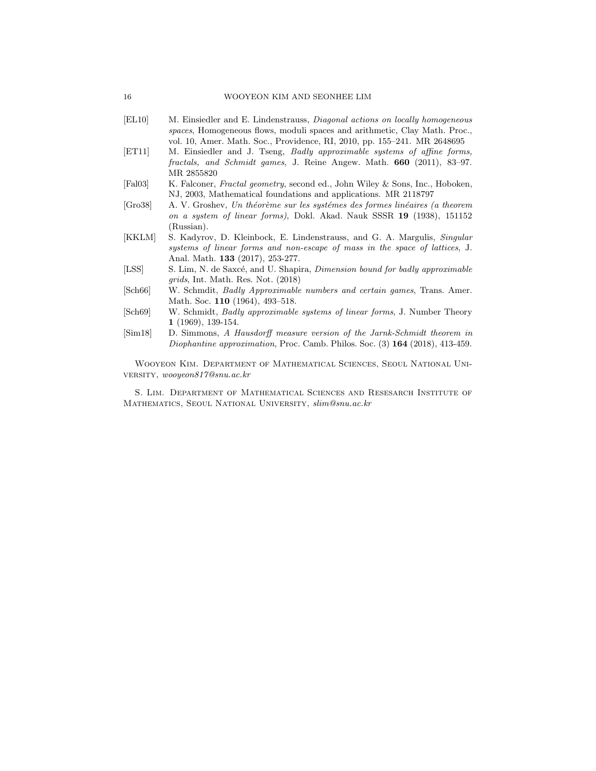[EL10] M. Einsiedler and E. Lindenstrauss, *Diagonal actions on locally homogeneous spaces*, Homogeneous flows, moduli spaces and arithmetic, Clay Math. Proc., vol. 10, Amer. Math. Soc., Providence, RI, 2010, pp. 155–241. MR 2648695

[ET11] M. Einsiedler and J. Tseng, *Badly approximable systems of affine forms, fractals, and Schmidt games*, J. Reine Angew. Math. **660** (2011), 83–97. MR 2855820

[Fal03] K. Falconer, *Fractal geometry*, second ed., John Wiley & Sons, Inc., Hoboken, NJ, 2003, Mathematical foundations and applications. MR 2118797

[Gro38] A. V. Groshev, *Un théorème sur les systémes des formes linéaires (a theorem on a system of linear forms)*, Dokl. Akad. Nauk SSSR **19** (1938), 151152 (Russian).

[KKLM] S. Kadyrov, D. Kleinbock, E. Lindenstrauss, and G. A. Margulis, *Singular systems of linear forms and non-escape of mass in the space of lattices*, J. Anal. Math. **133** (2017), 253-277.

[LSS] S. Lim, N. de Saxcé, and U. Shapira, *Dimension bound for badly approximable grids*, Int. Math. Res. Not. (2018)

[Sch66] W. Schmdit, *Badly Approximable numbers and certain games*, Trans. Amer. Math. Soc. **110** (1964), 493–518.

[Sch69] W. Schmidt, *Badly approximable systems of linear forms*, J. Number Theory **1** (1969), 139-154.

[Sim18] D. Simmons, *A Hausdorff measure version of the Jarnk-Schmidt theorem in Diophantine approximation*, Proc. Camb. Philos. Soc. (3) **164** (2018), 413-459.

Wooyeon Kim. Department of Mathematical Sciences, Seoul National University, *wooyeon817@snu.ac.kr*

S. Lim. Department of Mathematical Sciences and Resesarch Institute of Mathematics, Seoul National University, *slim@snu.ac.kr*